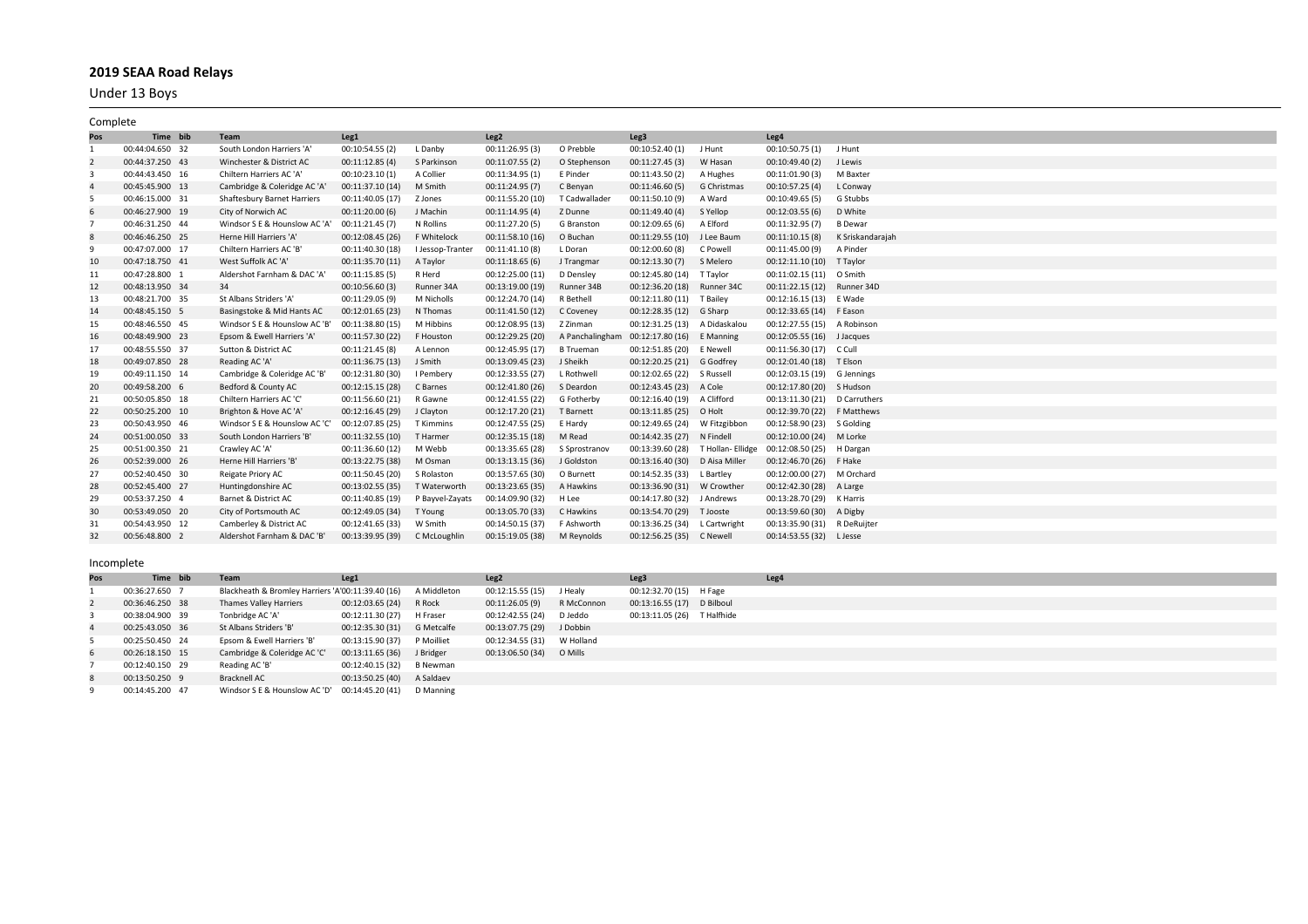# 2019 SEAA Road Relays

## Under 13 Boys

### Complete

| Pos | Time | bib | Team | Leg1 | | Leg2 | | Leg3 | | Leg4 | |
|---|---|---|---|---|---|---|---|---|---|---|---|
| 1 | 00:44:04.650 | 32 | South London Harriers 'A' | 00:10:54.55 (2) | L Danby | 00:11:26.95 (3) | O Prebble | 00:10:52.40 (1) | J Hunt | 00:10:50.75 (1) | J Hunt |
| 2 | 00:44:37.250 | 43 | Winchester & District AC | 00:11:12.85 (4) | S Parkinson | 00:11:07.55 (2) | O Stephenson | 00:11:27.45 (3) | W Hasan | 00:10:49.40 (2) | J Lewis |
| 3 | 00:44:43.450 | 16 | Chiltern Harriers AC 'A' | 00:10:23.10 (1) | A Collier | 00:11:34.95 (1) | E Pinder | 00:11:43.50 (2) | A Hughes | 00:11:01.90 (3) | M Baxter |
| 4 | 00:45:45.900 | 13 | Cambridge & Coleridge AC 'A' | 00:11:37.10 (14) | M Smith | 00:11:24.95 (7) | C Benyan | 00:11:46.60 (5) | G Christmas | 00:10:57.25 (4) | L Conway |
| 5 | 00:46:15.000 | 31 | Shaftesbury Barnet Harriers | 00:11:40.05 (17) | Z Jones | 00:11:55.20 (10) | T Cadwallader | 00:11:50.10 (9) | A Ward | 00:10:49.65 (5) | G Stubbs |
| 6 | 00:46:27.900 | 19 | City of Norwich AC | 00:11:20.00 (6) | J Machin | 00:11:14.95 (4) | Z Dunne | 00:11:49.40 (4) | S Yellop | 00:12:03.55 (6) | D White |
| 7 | 00:46:31.250 | 44 | Windsor S E & Hounslow AC 'A' | 00:11:21.45 (7) | N Rollins | 00:11:27.20 (5) | G Branston | 00:12:09.65 (6) | A Elford | 00:11:32.95 (7) | B Dewar |
| 8 | 00:46:46.250 | 25 | Herne Hill Harriers 'A' | 00:12:08.45 (26) | F Whitelock | 00:11:58.10 (16) | O Buchan | 00:11:29.55 (10) | J Lee Baum | 00:11:10.15 (8) | K Sriskandarajah |
| 9 | 00:47:07.000 | 17 | Chiltern Harriers AC 'B' | 00:11:40.30 (18) | I Jessop-Tranter | 00:11:41.10 (8) | L Doran | 00:12:00.60 (8) | C Powell | 00:11:45.00 (9) | A Pinder |
| 10 | 00:47:18.750 | 41 | West Suffolk AC 'A' | 00:11:35.70 (11) | A Taylor | 00:11:18.65 (6) | J Trangmar | 00:12:13.30 (7) | S Melero | 00:12:11.10 (10) | T Taylor |
| 11 | 00:47:28.800 | 1 | Aldershot Farnham & DAC 'A' | 00:11:15.85 (5) | R Herd | 00:12:25.00 (11) | D Densley | 00:12:45.80 (14) | T Taylor | 00:11:02.15 (11) | O Smith |
| 12 | 00:48:13.950 | 34 | 34 | 00:10:56.60 (3) | Runner 34A | 00:13:19.00 (19) | Runner 34B | 00:12:36.20 (18) | Runner 34C | 00:11:22.15 (12) | Runner 34D |
| 13 | 00:48:21.700 | 35 | St Albans Striders 'A' | 00:11:29.05 (9) | M Nicholls | 00:12:24.70 (14) | R Bethell | 00:12:11.80 (11) | T Bailey | 00:12:16.15 (13) | E Wade |
| 14 | 00:48:45.150 | 5 | Basingstoke & Mid Hants AC | 00:12:01.65 (23) | N Thomas | 00:11:41.50 (12) | C Coveney | 00:12:28.35 (12) | G Sharp | 00:12:33.65 (14) | F Eason |
| 15 | 00:48:46.550 | 45 | Windsor S E & Hounslow AC 'B' | 00:11:38.80 (15) | M Hibbins | 00:12:08.95 (13) | Z Zinman | 00:12:31.25 (13) | A Didaskalou | 00:12:27.55 (15) | A Robinson |
| 16 | 00:48:49.900 | 23 | Epsom & Ewell Harriers 'A' | 00:11:57.30 (22) | F Houston | 00:12:29.25 (20) | A Panchalingham | 00:12:17.80 (16) | E Manning | 00:12:05.55 (16) | J Jacques |
| 17 | 00:48:55.550 | 37 | Sutton & District AC | 00:11:21.45 (8) | A Lennon | 00:12:45.95 (17) | B Trueman | 00:12:51.85 (20) | E Newell | 00:11:56.30 (17) | C Cull |
| 18 | 00:49:07.850 | 28 | Reading AC 'A' | 00:11:36.75 (13) | J Smith | 00:13:09.45 (23) | J Sheikh | 00:12:20.25 (21) | G Godfrey | 00:12:01.40 (18) | T Elson |
| 19 | 00:49:11.150 | 14 | Cambridge & Coleridge AC 'B' | 00:12:31.80 (30) | I Pembery | 00:12:33.55 (27) | L Rothwell | 00:12:02.65 (22) | S Russell | 00:12:03.15 (19) | G Jennings |
| 20 | 00:49:58.200 | 6 | Bedford & County AC | 00:12:15.15 (28) | C Barnes | 00:12:41.80 (26) | S Deardon | 00:12:43.45 (23) | A Cole | 00:12:17.80 (20) | S Hudson |
| 21 | 00:50:05.850 | 18 | Chiltern Harriers AC 'C' | 00:11:56.60 (21) | R Gawne | 00:12:41.55 (22) | G Fotherby | 00:12:16.40 (19) | A Clifford | 00:13:11.30 (21) | D Carruthers |
| 22 | 00:50:25.200 | 10 | Brighton & Hove AC 'A' | 00:12:16.45 (29) | J Clayton | 00:12:17.20 (21) | T Barnett | 00:13:11.85 (25) | O Holt | 00:12:39.70 (22) | F Matthews |
| 23 | 00:50:43.950 | 46 | Windsor S E & Hounslow AC 'C' | 00:12:07.85 (25) | T Kimmins | 00:12:47.55 (25) | E Hardy | 00:12:49.65 (24) | W Fitzgibbon | 00:12:58.90 (23) | S Golding |
| 24 | 00:51:00.050 | 33 | South London Harriers 'B' | 00:11:32.55 (10) | T Harmer | 00:12:35.15 (18) | M Read | 00:14:42.35 (27) | N Findell | 00:12:10.00 (24) | M Lorke |
| 25 | 00:51:00.350 | 21 | Crawley AC 'A' | 00:11:36.60 (12) | M Webb | 00:13:35.65 (28) | S Sprostranov | 00:13:39.60 (28) | T Hollan- Ellidge | 00:12:08.50 (25) | H Dargan |
| 26 | 00:52:39.000 | 26 | Herne Hill Harriers 'B' | 00:13:22.75 (38) | M Osman | 00:13:13.15 (36) | J Goldston | 00:13:16.40 (30) | D Aisa Miller | 00:12:46.70 (26) | F Hake |
| 27 | 00:52:40.450 | 30 | Reigate Priory AC | 00:11:50.45 (20) | S Rolaston | 00:13:57.65 (30) | O Burnett | 00:14:52.35 (33) | L Bartley | 00:12:00.00 (27) | M Orchard |
| 28 | 00:52:45.400 | 27 | Huntingdonshire AC | 00:13:02.55 (35) | T Waterworth | 00:13:23.65 (35) | A Hawkins | 00:13:36.90 (31) | W Crowther | 00:12:42.30 (28) | A Large |
| 29 | 00:53:37.250 | 4 | Barnet & District AC | 00:11:40.85 (19) | P Bayvel-Zayats | 00:14:09.90 (32) | H Lee | 00:14:17.80 (32) | J Andrews | 00:13:28.70 (29) | K Harris |
| 30 | 00:53:49.050 | 20 | City of Portsmouth AC | 00:12:49.05 (34) | T Young | 00:13:05.70 (33) | C Hawkins | 00:13:54.70 (29) | T Jooste | 00:13:59.60 (30) | A Digby |
| 31 | 00:54:43.950 | 12 | Camberley & District AC | 00:12:41.65 (33) | W Smith | 00:14:50.15 (37) | F Ashworth | 00:13:36.25 (34) | L Cartwright | 00:13:35.90 (31) | R DeRuijter |
| 32 | 00:56:48.800 | 2 | Aldershot Farnham & DAC 'B' | 00:13:39.95 (39) | C McLoughlin | 00:15:19.05 (38) | M Reynolds | 00:12:56.25 (35) | C Newell | 00:14:53.55 (32) | L Jesse |

### Incomplete

| Pos | Time | bib | Team | Leg1 | | Leg2 | | Leg3 | | Leg4 | |
|---|---|---|---|---|---|---|---|---|---|---|---|
| 1 | 00:36:27.650 | 7 | Blackheath & Bromley Harriers 'A' | 00:11:39.40 (16) | A Middleton | 00:12:15.55 (15) | J Healy | 00:12:32.70 (15) | H Fage | | |
| 2 | 00:36:46.250 | 38 | Thames Valley Harriers | 00:12:03.65 (24) | R Rock | 00:11:26.05 (9) | R McConnon | 00:13:16.55 (17) | D Bilboul | | |
| 3 | 00:38:04.900 | 39 | Tonbridge AC 'A' | 00:12:11.30 (27) | H Fraser | 00:12:42.55 (24) | D Jeddo | 00:13:11.05 (26) | T Halfhide | | |
| 4 | 00:25:43.050 | 36 | St Albans Striders 'B' | 00:12:35.30 (31) | G Metcalfe | 00:13:07.75 (29) | J Dobbin | | | | |
| 5 | 00:25:50.450 | 24 | Epsom & Ewell Harriers 'B' | 00:13:15.90 (37) | P Moilliet | 00:12:34.55 (31) | W Holland | | | | |
| 6 | 00:26:18.150 | 15 | Cambridge & Coleridge AC 'C' | 00:13:11.65 (36) | J Bridger | 00:13:06.50 (34) | O Mills | | | | |
| 7 | 00:12:40.150 | 29 | Reading AC 'B' | 00:12:40.15 (32) | B Newman | | | | | | |
| 8 | 00:13:50.250 | 9 | Bracknell AC | 00:13:50.25 (40) | A Saldaev | | | | | | |
| 9 | 00:14:45.200 | 47 | Windsor S E & Hounslow AC 'D' | 00:14:45.20 (41) | D Manning | | | | | | |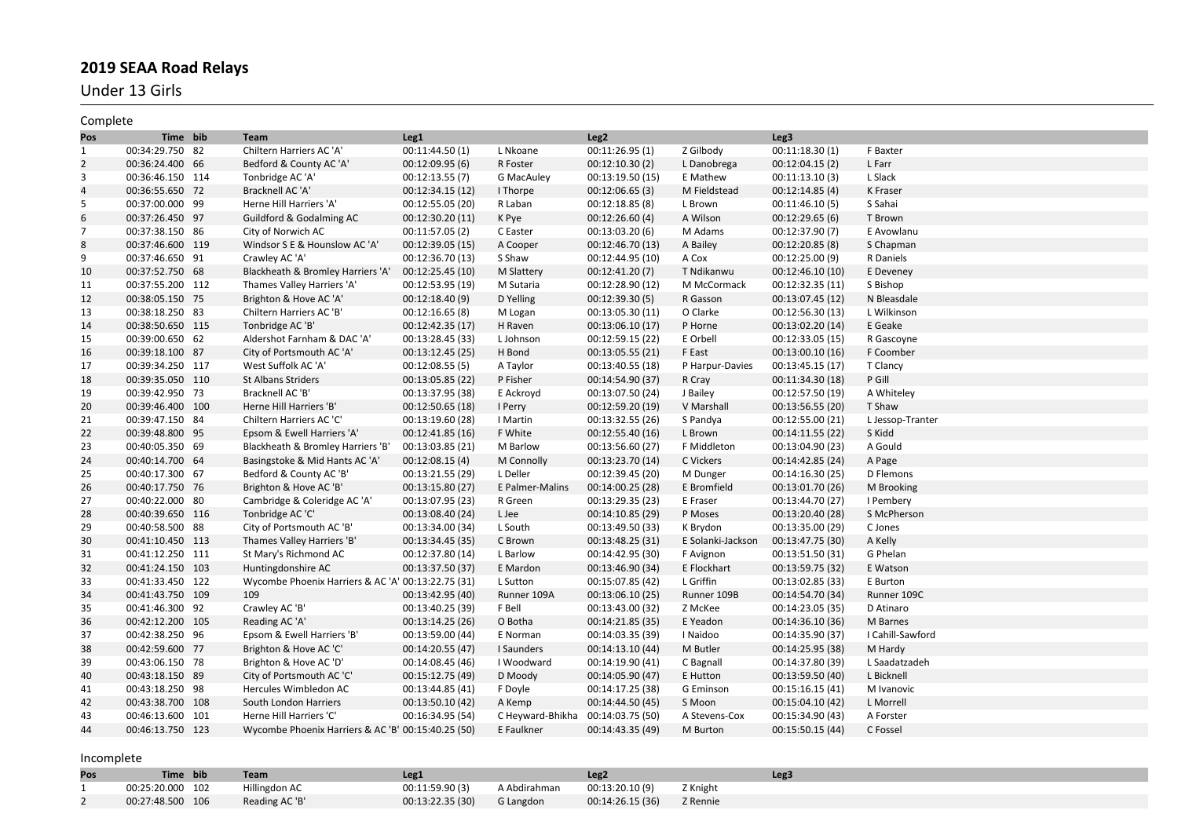# 2019 SEAA Road Relays

## Under 13 Girls

### Complete

| Pos | Time | bib | Team | Leg1 | | Leg2 | | Leg3 | |
|---|---|---|---|---|---|---|---|---|---|
| 1 | 00:34:29.750 | 82 | Chiltern Harriers AC 'A' | 00:11:44.50 (1) | L Nkoane | 00:11:26.95 (1) | Z Gilbody | 00:11:18.30 (1) | F Baxter |
| 2 | 00:36:24.400 | 66 | Bedford & County AC 'A' | 00:12:09.95 (6) | R Foster | 00:12:10.30 (2) | L Danobrega | 00:12:04.15 (2) | L Farr |
| 3 | 00:36:46.150 | 114 | Tonbridge AC 'A' | 00:12:13.55 (7) | G MacAuley | 00:13:19.50 (15) | E Mathew | 00:11:13.10 (3) | L Slack |
| 4 | 00:36:55.650 | 72 | Bracknell AC 'A' | 00:12:34.15 (12) | I Thorpe | 00:12:06.65 (3) | M Fieldstead | 00:12:14.85 (4) | K Fraser |
| 5 | 00:37:00.000 | 99 | Herne Hill Harriers 'A' | 00:12:55.05 (20) | R Laban | 00:12:18.85 (8) | L Brown | 00:11:46.10 (5) | S Sahai |
| 6 | 00:37:26.450 | 97 | Guildford & Godalming AC | 00:12:30.20 (11) | K Pye | 00:12:26.60 (4) | A Wilson | 00:12:29.65 (6) | T Brown |
| 7 | 00:37:38.150 | 86 | City of Norwich AC | 00:11:57.05 (2) | C Easter | 00:13:03.20 (6) | M Adams | 00:12:37.90 (7) | E Avowlanu |
| 8 | 00:37:46.600 | 119 | Windsor S E & Hounslow AC 'A' | 00:12:39.05 (15) | A Cooper | 00:12:46.70 (13) | A Bailey | 00:12:20.85 (8) | S Chapman |
| 9 | 00:37:46.650 | 91 | Crawley AC 'A' | 00:12:36.70 (13) | S Shaw | 00:12:44.95 (10) | A Cox | 00:12:25.00 (9) | R Daniels |
| 10 | 00:37:52.750 | 68 | Blackheath & Bromley Harriers 'A' | 00:12:25.45 (10) | M Slattery | 00:12:41.20 (7) | T Ndikanwu | 00:12:46.10 (10) | E Deveney |
| 11 | 00:37:55.200 | 112 | Thames Valley Harriers 'A' | 00:12:53.95 (19) | M Sutaria | 00:12:28.90 (12) | M McCormack | 00:12:32.35 (11) | S Bishop |
| 12 | 00:38:05.150 | 75 | Brighton & Hove AC 'A' | 00:12:18.40 (9) | D Yelling | 00:12:39.30 (5) | R Gasson | 00:13:07.45 (12) | N Bleasdale |
| 13 | 00:38:18.250 | 83 | Chiltern Harriers AC 'B' | 00:12:16.65 (8) | M Logan | 00:13:05.30 (11) | O Clarke | 00:12:56.30 (13) | L Wilkinson |
| 14 | 00:38:50.650 | 115 | Tonbridge AC 'B' | 00:12:42.35 (17) | H Raven | 00:13:06.10 (17) | P Horne | 00:13:02.20 (14) | E Geake |
| 15 | 00:39:00.650 | 62 | Aldershot Farnham & DAC 'A' | 00:13:28.45 (33) | L Johnson | 00:12:59.15 (22) | E Orbell | 00:12:33.05 (15) | R Gascoyne |
| 16 | 00:39:18.100 | 87 | City of Portsmouth AC 'A' | 00:13:12.45 (25) | H Bond | 00:13:05.55 (21) | F East | 00:13:00.10 (16) | F Coomber |
| 17 | 00:39:34.250 | 117 | West Suffolk AC 'A' | 00:12:08.55 (5) | A Taylor | 00:13:40.55 (18) | P Harpur-Davies | 00:13:45.15 (17) | T Clancy |
| 18 | 00:39:35.050 | 110 | St Albans Striders | 00:13:05.85 (22) | P Fisher | 00:14:54.90 (37) | R Cray | 00:11:34.30 (18) | P Gill |
| 19 | 00:39:42.950 | 73 | Bracknell AC 'B' | 00:13:37.95 (38) | E Ackroyd | 00:13:07.50 (24) | J Bailey | 00:12:57.50 (19) | A Whiteley |
| 20 | 00:39:46.400 | 100 | Herne Hill Harriers 'B' | 00:12:50.65 (18) | I Perry | 00:12:59.20 (19) | V Marshall | 00:13:56.55 (20) | T Shaw |
| 21 | 00:39:47.150 | 84 | Chiltern Harriers AC 'C' | 00:13:19.60 (28) | I Martin | 00:13:32.55 (26) | S Pandya | 00:12:55.00 (21) | L Jessop-Tranter |
| 22 | 00:39:48.800 | 95 | Epsom & Ewell Harriers 'A' | 00:12:41.85 (16) | F White | 00:12:55.40 (16) | L Brown | 00:14:11.55 (22) | S Kidd |
| 23 | 00:40:05.350 | 69 | Blackheath & Bromley Harriers 'B' | 00:13:03.85 (21) | M Barlow | 00:13:56.60 (27) | F Middleton | 00:13:04.90 (23) | A Gould |
| 24 | 00:40:14.700 | 64 | Basingstoke & Mid Hants AC 'A' | 00:12:08.15 (4) | M Connolly | 00:13:23.70 (14) | C Vickers | 00:14:42.85 (24) | A Page |
| 25 | 00:40:17.300 | 67 | Bedford & County AC 'B' | 00:13:21.55 (29) | L Deller | 00:12:39.45 (20) | M Dunger | 00:14:16.30 (25) | D Flemons |
| 26 | 00:40:17.750 | 76 | Brighton & Hove AC 'B' | 00:13:15.80 (27) | E Palmer-Malins | 00:14:00.25 (28) | E Bromfield | 00:13:01.70 (26) | M Brooking |
| 27 | 00:40:22.000 | 80 | Cambridge & Coleridge AC 'A' | 00:13:07.95 (23) | R Green | 00:13:29.35 (23) | E Fraser | 00:13:44.70 (27) | I Pembery |
| 28 | 00:40:39.650 | 116 | Tonbridge AC 'C' | 00:13:08.40 (24) | L Jee | 00:14:10.85 (29) | P Moses | 00:13:20.40 (28) | S McPherson |
| 29 | 00:40:58.500 | 88 | City of Portsmouth AC 'B' | 00:13:34.00 (34) | L South | 00:13:49.50 (33) | K Brydon | 00:13:35.00 (29) | C Jones |
| 30 | 00:41:10.450 | 113 | Thames Valley Harriers 'B' | 00:13:34.45 (35) | C Brown | 00:13:48.25 (31) | E Solanki-Jackson | 00:13:47.75 (30) | A Kelly |
| 31 | 00:41:12.250 | 111 | St Mary's Richmond AC | 00:12:37.80 (14) | L Barlow | 00:14:42.95 (30) | F Avignon | 00:13:51.50 (31) | G Phelan |
| 32 | 00:41:24.150 | 103 | Huntingdonshire AC | 00:13:37.50 (37) | E Mardon | 00:13:46.90 (34) | E Flockhart | 00:13:59.75 (32) | E Watson |
| 33 | 00:41:33.450 | 122 | Wycombe Phoenix Harriers & AC 'A' | 00:13:22.75 (31) | L Sutton | 00:15:07.85 (42) | L Griffin | 00:13:02.85 (33) | E Burton |
| 34 | 00:41:43.750 | 109 | 109 | 00:13:42.95 (40) | Runner 109A | 00:13:06.10 (25) | Runner 109B | 00:14:54.70 (34) | Runner 109C |
| 35 | 00:41:46.300 | 92 | Crawley AC 'B' | 00:13:40.25 (39) | F Bell | 00:13:43.00 (32) | Z McKee | 00:14:23.05 (35) | D Atinaro |
| 36 | 00:42:12.200 | 105 | Reading AC 'A' | 00:13:14.25 (26) | O Botha | 00:14:21.85 (35) | E Yeadon | 00:14:36.10 (36) | M Barnes |
| 37 | 00:42:38.250 | 96 | Epsom & Ewell Harriers 'B' | 00:13:59.00 (44) | E Norman | 00:14:03.35 (39) | I Naidoo | 00:14:35.90 (37) | I Cahill-Sawford |
| 38 | 00:42:59.600 | 77 | Brighton & Hove AC 'C' | 00:14:20.55 (47) | I Saunders | 00:14:13.10 (44) | M Butler | 00:14:25.95 (38) | M Hardy |
| 39 | 00:43:06.150 | 78 | Brighton & Hove AC 'D' | 00:14:08.45 (46) | I Woodward | 00:14:19.90 (41) | C Bagnall | 00:14:37.80 (39) | L Saadatzadeh |
| 40 | 00:43:18.150 | 89 | City of Portsmouth AC 'C' | 00:15:12.75 (49) | D Moody | 00:14:05.90 (47) | E Hutton | 00:13:59.50 (40) | L Bicknell |
| 41 | 00:43:18.250 | 98 | Hercules Wimbledon AC | 00:13:44.85 (41) | F Doyle | 00:14:17.25 (38) | G Eminson | 00:15:16.15 (41) | M Ivanovic |
| 42 | 00:43:38.700 | 108 | South London Harriers | 00:13:50.10 (42) | A Kemp | 00:14:44.50 (45) | S Moon | 00:15:04.10 (42) | L Morrell |
| 43 | 00:46:13.600 | 101 | Herne Hill Harriers 'C' | 00:16:34.95 (54) | C Heyward-Bhikha | 00:14:03.75 (50) | A Stevens-Cox | 00:15:34.90 (43) | A Forster |
| 44 | 00:46:13.750 | 123 | Wycombe Phoenix Harriers & AC 'B' | 00:15:40.25 (50) | E Faulkner | 00:14:43.35 (49) | M Burton | 00:15:50.15 (44) | C Fossel |

### Incomplete

| Pos | Time | bib | Team | Leg1 | | Leg2 | | Leg3 | |
|---|---|---|---|---|---|---|---|---|---|
| 1 | 00:25:20.000 | 102 | Hillingdon AC | 00:11:59.90 (3) | A Abdirahman | 00:13:20.10 (9) | Z Knight | | |
| 2 | 00:27:48.500 | 106 | Reading AC 'B' | 00:13:22.35 (30) | G Langdon | 00:14:26.15 (36) | Z Rennie | | |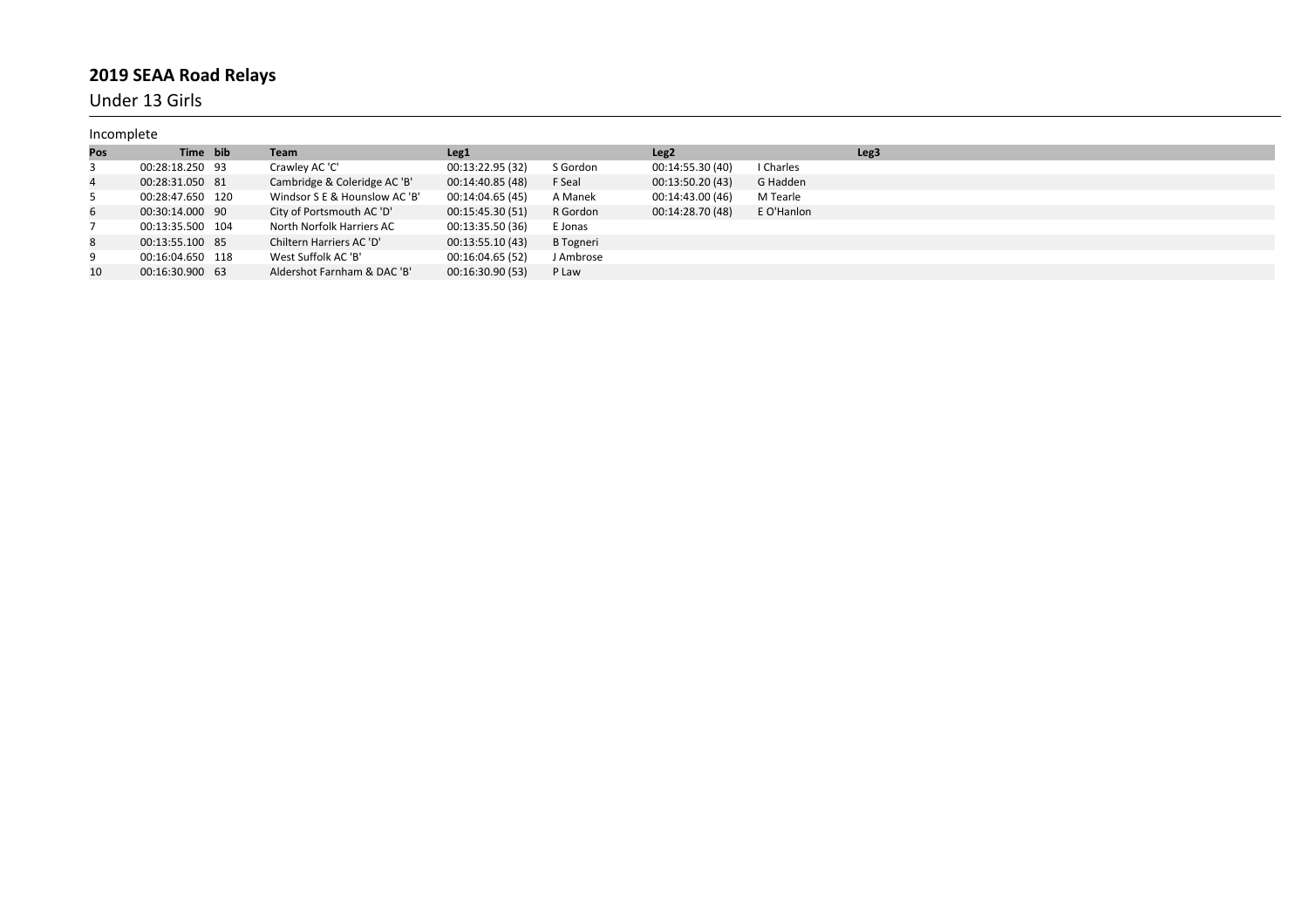# 2019 SEAA Road Relays

## Under 13 Girls

Incomplete

| Pos | Time | bib | Team | Leg1 | | Leg2 | | Leg3 |
|---|---|---|---|---|---|---|---|---|
| 3 | 00:28:18.250 | 93 | Crawley AC 'C' | 00:13:22.95 (32) | S Gordon | 00:14:55.30 (40) | I Charles | |
| 4 | 00:28:31.050 | 81 | Cambridge & Coleridge AC 'B' | 00:14:40.85 (48) | F Seal | 00:13:50.20 (43) | G Hadden | |
| 5 | 00:28:47.650 | 120 | Windsor S E & Hounslow AC 'B' | 00:14:04.65 (45) | A Manek | 00:14:43.00 (46) | M Tearle | |
| 6 | 00:30:14.000 | 90 | City of Portsmouth AC 'D' | 00:15:45.30 (51) | R Gordon | 00:14:28.70 (48) | E O'Hanlon | |
| 7 | 00:13:35.500 | 104 | North Norfolk Harriers AC | 00:13:35.50 (36) | E Jonas | | | |
| 8 | 00:13:55.100 | 85 | Chiltern Harriers AC 'D' | 00:13:55.10 (43) | B Togneri | | | |
| 9 | 00:16:04.650 | 118 | West Suffolk AC 'B' | 00:16:04.65 (52) | J Ambrose | | | |
| 10 | 00:16:30.900 | 63 | Aldershot Farnham & DAC 'B' | 00:16:30.90 (53) | P Law | | | |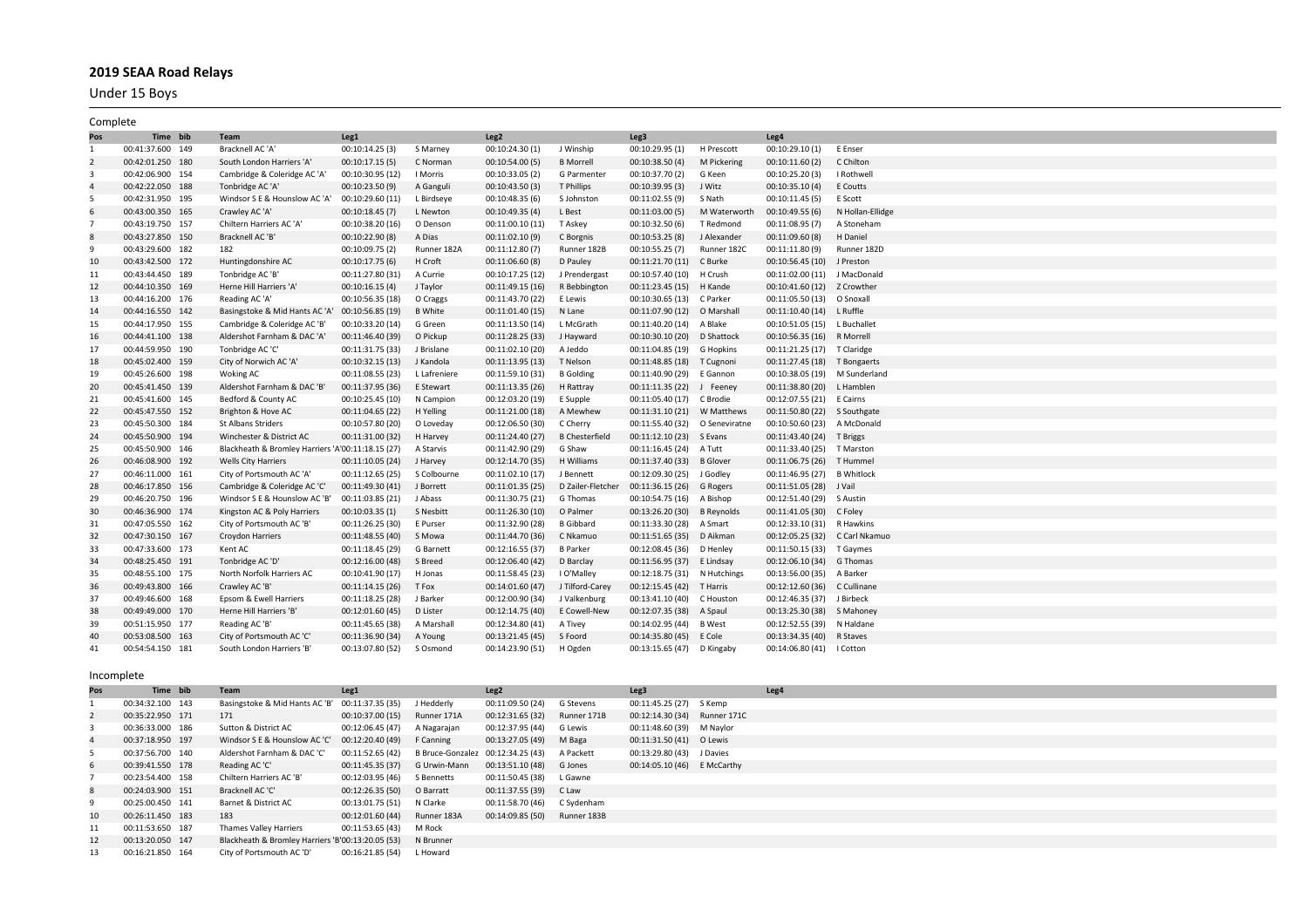# 2019 SEAA Road Relays

## Under 15 Boys

### Complete

| Pos | Time | bib | Team | Leg1 | | Leg2 | | Leg3 | | Leg4 | |
|---|---|---|---|---|---|---|---|---|---|---|---|
| 1 | 00:41:37.600 | 149 | Bracknell AC 'A' | 00:10:14.25 (3) | S Marney | 00:10:24.30 (1) | J Winship | 00:10:29.95 (1) | H Prescott | 00:10:29.10 (1) | E Enser |
| 2 | 00:42:01.250 | 180 | South London Harriers 'A' | 00:10:17.15 (5) | C Norman | 00:10:54.00 (5) | B Morrell | 00:10:38.50 (4) | M Pickering | 00:10:11.60 (2) | C Chilton |
| 3 | 00:42:06.900 | 154 | Cambridge & Coleridge AC 'A' | 00:10:30.95 (12) | I Morris | 00:10:33.05 (2) | G Parmenter | 00:10:37.70 (2) | G Keen | 00:10:25.20 (3) | I Rothwell |
| 4 | 00:42:22.050 | 188 | Tonbridge AC 'A' | 00:10:23.50 (9) | A Ganguli | 00:10:43.50 (3) | T Phillips | 00:10:39.95 (3) | J Witz | 00:10:35.10 (4) | E Coutts |
| 5 | 00:42:31.950 | 195 | Windsor S E & Hounslow AC 'A' | 00:10:29.60 (11) | L Birdseye | 00:10:48.35 (6) | S Johnston | 00:11:02.55 (9) | S Nath | 00:10:11.45 (5) | E Scott |
| 6 | 00:43:00.350 | 165 | Crawley AC 'A' | 00:10:18.45 (7) | L Newton | 00:10:49.35 (4) | L Best | 00:11:03.00 (5) | M Waterworth | 00:10:49.55 (6) | N Hollan-Ellidge |
| 7 | 00:43:19.750 | 157 | Chiltern Harriers AC 'A' | 00:10:38.20 (16) | O Denson | 00:11:00.10 (11) | T Askey | 00:10:32.50 (6) | T Redmond | 00:11:08.95 (7) | A Stoneham |
| 8 | 00:43:27.850 | 150 | Bracknell AC 'B' | 00:10:22.90 (8) | A Dias | 00:11:02.10 (9) | C Borgnis | 00:10:53.25 (8) | J Alexander | 00:11:09.60 (8) | H Daniel |
| 9 | 00:43:29.600 | 182 | 182 | 00:10:09.75 (2) | Runner 182A | 00:11:12.80 (7) | Runner 182B | 00:10:55.25 (7) | Runner 182C | 00:11:11.80 (9) | Runner 182D |
| 10 | 00:43:42.500 | 172 | Huntingdonshire AC | 00:10:17.75 (6) | H Croft | 00:11:06.60 (8) | D Pauley | 00:11:21.70 (11) | C Burke | 00:10:56.45 (10) | J Preston |
| 11 | 00:43:44.450 | 189 | Tonbridge AC 'B' | 00:11:27.80 (31) | A Currie | 00:10:17.25 (12) | J Prendergast | 00:10:57.40 (10) | H Crush | 00:11:02.00 (11) | J MacDonald |
| 12 | 00:44:10.350 | 169 | Herne Hill Harriers 'A' | 00:10:16.15 (4) | J Taylor | 00:11:49.15 (16) | R Bebbington | 00:11:23.45 (15) | H Kande | 00:10:41.60 (12) | Z Crowther |
| 13 | 00:44:16.200 | 176 | Reading AC 'A' | 00:10:56.35 (18) | O Craggs | 00:11:43.70 (22) | E Lewis | 00:10:30.65 (13) | C Parker | 00:11:05.50 (13) | O Snoxall |
| 14 | 00:44:16.550 | 142 | Basingstoke & Mid Hants AC 'A' | 00:10:56.85 (19) | B White | 00:11:01.40 (15) | N Lane | 00:11:07.90 (12) | O Marshall | 00:11:10.40 (14) | L Ruffle |
| 15 | 00:44:17.950 | 155 | Cambridge & Coleridge AC 'B' | 00:10:33.20 (14) | G Green | 00:11:13.50 (14) | L McGrath | 00:11:40.20 (14) | A Blake | 00:10:51.05 (15) | L Buchallet |
| 16 | 00:44:41.100 | 138 | Aldershot Farnham & DAC 'A' | 00:11:46.40 (39) | O Pickup | 00:11:28.25 (33) | J Hayward | 00:10:30.10 (20) | D Shattock | 00:10:56.35 (16) | R Morrell |
| 17 | 00:44:59.950 | 190 | Tonbridge AC 'C' | 00:11:31.75 (33) | J Brislane | 00:11:02.10 (20) | A Jeddo | 00:11:04.85 (19) | G Hopkins | 00:11:21.25 (17) | T Claridge |
| 18 | 00:45:02.400 | 159 | City of Norwich AC 'A' | 00:10:32.15 (13) | J Kandola | 00:11:13.95 (13) | T Nelson | 00:11:48.85 (18) | T Cugnoni | 00:11:27.45 (18) | T Bongaerts |
| 19 | 00:45:26.600 | 198 | Woking AC | 00:11:08.55 (23) | L Lafreniere | 00:11:59.10 (31) | B Golding | 00:11:40.90 (29) | E Gannon | 00:10:38.05 (19) | M Sunderland |
| 20 | 00:45:41.450 | 139 | Aldershot Farnham & DAC 'B' | 00:11:37.95 (36) | E Stewart | 00:11:13.35 (26) | H Rattray | 00:11:11.35 (22) | J Feeney | 00:11:38.80 (20) | L Hamblen |
| 21 | 00:45:41.600 | 145 | Bedford & County AC | 00:10:25.45 (10) | N Campion | 00:12:03.20 (19) | E Supple | 00:11:05.40 (17) | C Brodie | 00:12:07.55 (21) | E Cairns |
| 22 | 00:45:47.550 | 152 | Brighton & Hove AC | 00:11:04.65 (22) | H Yelling | 00:11:21.00 (18) | A Mewhew | 00:11:31.10 (21) | W Matthews | 00:11:50.80 (22) | S Southgate |
| 23 | 00:45:50.300 | 184 | St Albans Striders | 00:10:57.80 (20) | O Loveday | 00:12:06.50 (30) | C Cherry | 00:11:55.40 (32) | O Seneviratne | 00:10:50.60 (23) | A McDonald |
| 24 | 00:45:50.900 | 194 | Winchester & District AC | 00:11:31.00 (32) | H Harvey | 00:11:24.40 (27) | B Chesterfield | 00:11:12.10 (23) | S Evans | 00:11:43.40 (24) | T Briggs |
| 25 | 00:45:50.900 | 146 | Blackheath & Bromley Harriers 'A' | 00:11:18.15 (27) | A Starvis | 00:11:42.90 (29) | G Shaw | 00:11:16.45 (24) | A Tutt | 00:11:33.40 (25) | T Marston |
| 26 | 00:46:08.900 | 192 | Wells City Harriers | 00:11:10.05 (24) | J Harvey | 00:12:14.70 (35) | H Williams | 00:11:37.40 (33) | B Glover | 00:11:06.75 (26) | T Hummel |
| 27 | 00:46:11.000 | 161 | City of Portsmouth AC 'A' | 00:11:12.65 (25) | S Colbourne | 00:11:02.10 (17) | J Bennett | 00:12:09.30 (25) | J Godley | 00:11:46.95 (27) | B Whitlock |
| 28 | 00:46:17.850 | 156 | Cambridge & Coleridge AC 'C' | 00:11:49.30 (41) | J Borrett | 00:11:01.35 (25) | D Zailer-Fletcher | 00:11:36.15 (26) | G Rogers | 00:11:51.05 (28) | J Vail |
| 29 | 00:46:20.750 | 196 | Windsor S E & Hounslow AC 'B' | 00:11:03.85 (21) | J Abass | 00:11:30.75 (21) | G Thomas | 00:10:54.75 (16) | A Bishop | 00:12:51.40 (29) | S Austin |
| 30 | 00:46:36.900 | 174 | Kingston AC & Poly Harriers | 00:10:03.35 (1) | S Nesbitt | 00:11:26.30 (10) | O Palmer | 00:13:26.20 (30) | B Reynolds | 00:11:41.05 (30) | C Foley |
| 31 | 00:47:05.550 | 162 | City of Portsmouth AC 'B' | 00:11:26.25 (30) | E Purser | 00:11:32.90 (28) | B Gibbard | 00:11:33.30 (28) | A Smart | 00:12:33.10 (31) | R Hawkins |
| 32 | 00:47:30.150 | 167 | Croydon Harriers | 00:11:48.55 (40) | S Mowa | 00:11:44.70 (36) | C Nkamuo | 00:11:51.65 (35) | D Aikman | 00:12:05.25 (32) | C Carl Nkamuo |
| 33 | 00:47:33.600 | 173 | Kent AC | 00:11:18.45 (29) | G Barnett | 00:12:16.55 (37) | B Parker | 00:12:08.45 (36) | D Henley | 00:11:50.15 (33) | T Gaymes |
| 34 | 00:48:25.450 | 191 | Tonbridge AC 'D' | 00:12:16.00 (48) | S Breed | 00:12:06.40 (42) | D Barclay | 00:11:56.95 (37) | E Lindsay | 00:12:06.10 (34) | G Thomas |
| 35 | 00:48:55.100 | 175 | North Norfolk Harriers AC | 00:10:41.90 (17) | H Jonas | 00:11:58.45 (23) | I O'Malley | 00:12:18.75 (31) | N Hutchings | 00:13:56.00 (35) | A Barker |
| 36 | 00:49:43.800 | 166 | Crawley AC 'B' | 00:11:14.15 (26) | T Fox | 00:14:01.60 (47) | J Tilford-Carey | 00:12:15.45 (42) | T Harris | 00:12:12.60 (36) | C Cullinane |
| 37 | 00:49:46.600 | 168 | Epsom & Ewell Harriers | 00:11:18.25 (28) | J Barker | 00:12:00.90 (34) | J Valkenburg | 00:13:41.10 (40) | C Houston | 00:12:46.35 (37) | J Birbeck |
| 38 | 00:49:49.000 | 170 | Herne Hill Harriers 'B' | 00:12:01.60 (45) | D Lister | 00:12:14.75 (40) | E Cowell-New | 00:12:07.35 (38) | A Spaul | 00:13:25.30 (38) | S Mahoney |
| 39 | 00:51:15.950 | 177 | Reading AC 'B' | 00:11:45.65 (38) | A Marshall | 00:12:34.80 (41) | A Tivey | 00:14:02.95 (44) | B West | 00:12:52.55 (39) | N Haldane |
| 40 | 00:53:08.500 | 163 | City of Portsmouth AC 'C' | 00:11:36.90 (34) | A Young | 00:13:21.45 (45) | S Foord | 00:14:35.80 (45) | E Cole | 00:13:34.35 (40) | R Staves |
| 41 | 00:54:54.150 | 181 | South London Harriers 'B' | 00:13:07.80 (52) | S Osmond | 00:14:23.90 (51) | H Ogden | 00:13:15.65 (47) | D Kingaby | 00:14:06.80 (41) | I Cotton |

### Incomplete

| Pos | Time | bib | Team | Leg1 | | Leg2 | | Leg3 | | Leg4 | |
|---|---|---|---|---|---|---|---|---|---|---|---|
| 1 | 00:34:32.100 | 143 | Basingstoke & Mid Hants AC 'B' | 00:11:37.35 (35) | J Hedderly | 00:11:09.50 (24) | G Stevens | 00:11:45.25 (27) | S Kemp | | |
| 2 | 00:35:22.950 | 171 | 171 | 00:10:37.00 (15) | Runner 171A | 00:12:31.65 (32) | Runner 171B | 00:12:14.30 (34) | Runner 171C | | |
| 3 | 00:36:33.000 | 186 | Sutton & District AC | 00:12:06.45 (47) | A Nagarajan | 00:12:37.95 (44) | G Lewis | 00:11:48.60 (39) | M Naylor | | |
| 4 | 00:37:18.950 | 197 | Windsor S E & Hounslow AC 'C' | 00:12:20.40 (49) | F Canning | 00:13:27.05 (49) | M Baga | 00:11:31.50 (41) | O Lewis | | |
| 5 | 00:37:56.700 | 140 | Aldershot Farnham & DAC 'C' | 00:11:52.65 (42) | B Bruce-Gonzalez | 00:12:34.25 (43) | A Packett | 00:13:29.80 (43) | J Davies | | |
| 6 | 00:39:41.550 | 178 | Reading AC 'C' | 00:11:45.35 (37) | G Urwin-Mann | 00:13:51.10 (48) | G Jones | 00:14:05.10 (46) | E McCarthy | | |
| 7 | 00:23:54.400 | 158 | Chiltern Harriers AC 'B' | 00:12:03.95 (46) | S Bennetts | 00:11:50.45 (38) | L Gawne | | | | |
| 8 | 00:24:03.900 | 151 | Bracknell AC 'C' | 00:12:26.35 (50) | O Barratt | 00:11:37.55 (39) | C Law | | | | |
| 9 | 00:25:00.450 | 141 | Barnet & District AC | 00:13:01.75 (51) | N Clarke | 00:11:58.70 (46) | C Sydenham | | | | |
| 10 | 00:26:11.450 | 183 | 183 | 00:12:01.60 (44) | Runner 183A | 00:14:09.85 (50) | Runner 183B | | | | |
| 11 | 00:11:53.650 | 187 | Thames Valley Harriers | 00:11:53.65 (43) | M Rock | | | | | | |
| 12 | 00:13:20.050 | 147 | Blackheath & Bromley Harriers 'B' | 00:13:20.05 (53) | N Brunner | | | | | | |
| 13 | 00:16:21.850 | 164 | City of Portsmouth AC 'D' | 00:16:21.85 (54) | L Howard | | | | | | |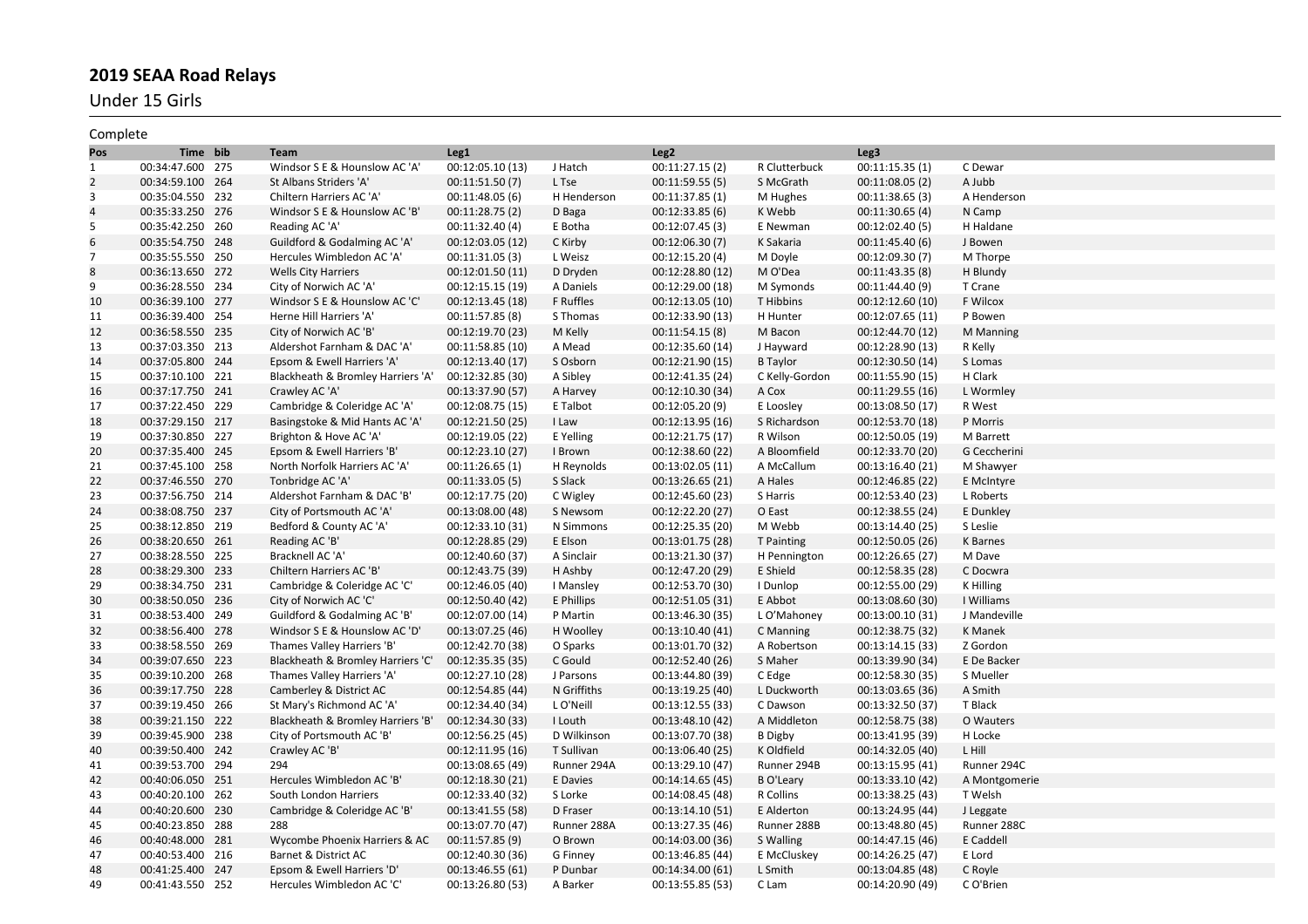# 2019 SEAA Road Relays

## Under 15 Girls

Complete

| Pos | Time | bib | Team | Leg1 | | Leg2 | | Leg3 | |
|---|---|---|---|---|---|---|---|---|---|
| 1 | 00:34:47.600 | 275 | Windsor S E & Hounslow AC 'A' | 00:12:05.10 (13) | J Hatch | 00:11:27.15 (2) | R Clutterbuck | 00:11:15.35 (1) | C Dewar |
| 2 | 00:34:59.100 | 264 | St Albans Striders 'A' | 00:11:51.50 (7) | L Tse | 00:11:59.55 (5) | S McGrath | 00:11:08.05 (2) | A Jubb |
| 3 | 00:35:04.550 | 232 | Chiltern Harriers AC 'A' | 00:11:48.05 (6) | H Henderson | 00:11:37.85 (1) | M Hughes | 00:11:38.65 (3) | A Henderson |
| 4 | 00:35:33.250 | 276 | Windsor S E & Hounslow AC 'B' | 00:11:28.75 (2) | D Baga | 00:12:33.85 (6) | K Webb | 00:11:30.65 (4) | N Camp |
| 5 | 00:35:42.250 | 260 | Reading AC 'A' | 00:11:32.40 (4) | E Botha | 00:12:07.45 (3) | E Newman | 00:12:02.40 (5) | H Haldane |
| 6 | 00:35:54.750 | 248 | Guildford & Godalming AC 'A' | 00:12:03.05 (12) | C Kirby | 00:12:06.30 (7) | K Sakaria | 00:11:45.40 (6) | J Bowen |
| 7 | 00:35:55.550 | 250 | Hercules Wimbledon AC 'A' | 00:11:31.05 (3) | L Weisz | 00:12:15.20 (4) | M Doyle | 00:12:09.30 (7) | M Thorpe |
| 8 | 00:36:13.650 | 272 | Wells City Harriers | 00:12:01.50 (11) | D Dryden | 00:12:28.80 (12) | M O'Dea | 00:11:43.35 (8) | H Blundy |
| 9 | 00:36:28.550 | 234 | City of Norwich AC 'A' | 00:12:15.15 (19) | A Daniels | 00:12:29.00 (18) | M Symonds | 00:11:44.40 (9) | T Crane |
| 10 | 00:36:39.100 | 277 | Windsor S E & Hounslow AC 'C' | 00:12:13.45 (18) | F Ruffles | 00:12:13.05 (10) | T Hibbins | 00:12:12.60 (10) | F Wilcox |
| 11 | 00:36:39.400 | 254 | Herne Hill Harriers 'A' | 00:11:57.85 (8) | S Thomas | 00:12:33.90 (13) | H Hunter | 00:12:07.65 (11) | P Bowen |
| 12 | 00:36:58.550 | 235 | City of Norwich AC 'B' | 00:12:19.70 (23) | M Kelly | 00:11:54.15 (8) | M Bacon | 00:12:44.70 (12) | M Manning |
| 13 | 00:37:03.350 | 213 | Aldershot Farnham & DAC 'A' | 00:11:58.85 (10) | A Mead | 00:12:35.60 (14) | J Hayward | 00:12:28.90 (13) | R Kelly |
| 14 | 00:37:05.800 | 244 | Epsom & Ewell Harriers 'A' | 00:12:13.40 (17) | S Osborn | 00:12:21.90 (15) | B Taylor | 00:12:30.50 (14) | S Lomas |
| 15 | 00:37:10.100 | 221 | Blackheath & Bromley Harriers 'A' | 00:12:32.85 (30) | A Sibley | 00:12:41.35 (24) | C Kelly-Gordon | 00:11:55.90 (15) | H Clark |
| 16 | 00:37:17.750 | 241 | Crawley AC 'A' | 00:13:37.90 (57) | A Harvey | 00:12:10.30 (34) | A Cox | 00:11:29.55 (16) | L Wormley |
| 17 | 00:37:22.450 | 229 | Cambridge & Coleridge AC 'A' | 00:12:08.75 (15) | E Talbot | 00:12:05.20 (9) | E Loosley | 00:13:08.50 (17) | R West |
| 18 | 00:37:29.150 | 217 | Basingstoke & Mid Hants AC 'A' | 00:12:21.50 (25) | I Law | 00:12:13.95 (16) | S Richardson | 00:12:53.70 (18) | P Morris |
| 19 | 00:37:30.850 | 227 | Brighton & Hove AC 'A' | 00:12:19.05 (22) | E Yelling | 00:12:21.75 (17) | R Wilson | 00:12:50.05 (19) | M Barrett |
| 20 | 00:37:35.400 | 245 | Epsom & Ewell Harriers 'B' | 00:12:23.10 (27) | I Brown | 00:12:38.60 (22) | A Bloomfield | 00:12:33.70 (20) | G Ceccherini |
| 21 | 00:37:45.100 | 258 | North Norfolk Harriers AC 'A' | 00:11:26.65 (1) | H Reynolds | 00:13:02.05 (11) | A McCallum | 00:13:16.40 (21) | M Shawyer |
| 22 | 00:37:46.550 | 270 | Tonbridge AC 'A' | 00:11:33.05 (5) | S Slack | 00:13:26.65 (21) | A Hales | 00:12:46.85 (22) | E McIntyre |
| 23 | 00:37:56.750 | 214 | Aldershot Farnham & DAC 'B' | 00:12:17.75 (20) | C Wigley | 00:12:45.60 (23) | S Harris | 00:12:53.40 (23) | L Roberts |
| 24 | 00:38:08.750 | 237 | City of Portsmouth AC 'A' | 00:13:08.00 (48) | S Newsom | 00:12:22.20 (27) | O East | 00:12:38.55 (24) | E Dunkley |
| 25 | 00:38:12.850 | 219 | Bedford & County AC 'A' | 00:12:33.10 (31) | N Simmons | 00:12:25.35 (20) | M Webb | 00:13:14.40 (25) | S Leslie |
| 26 | 00:38:20.650 | 261 | Reading AC 'B' | 00:12:28.85 (29) | E Elson | 00:13:01.75 (28) | T Painting | 00:12:50.05 (26) | K Barnes |
| 27 | 00:38:28.550 | 225 | Bracknell AC 'A' | 00:12:40.60 (37) | A Sinclair | 00:13:21.30 (37) | H Pennington | 00:12:26.65 (27) | M Dave |
| 28 | 00:38:29.300 | 233 | Chiltern Harriers AC 'B' | 00:12:43.75 (39) | H Ashby | 00:12:47.20 (29) | E Shield | 00:12:58.35 (28) | C Docwra |
| 29 | 00:38:34.750 | 231 | Cambridge & Coleridge AC 'C' | 00:12:46.05 (40) | I Mansley | 00:12:53.70 (30) | I Dunlop | 00:12:55.00 (29) | K Hilling |
| 30 | 00:38:50.050 | 236 | City of Norwich AC 'C' | 00:12:50.40 (42) | E Phillips | 00:12:51.05 (31) | E Abbot | 00:13:08.60 (30) | I Williams |
| 31 | 00:38:53.400 | 249 | Guildford & Godalming AC 'B' | 00:12:07.00 (14) | P Martin | 00:13:46.30 (35) | L O'Mahoney | 00:13:00.10 (31) | J Mandeville |
| 32 | 00:38:56.400 | 278 | Windsor S E & Hounslow AC 'D' | 00:13:07.25 (46) | H Woolley | 00:13:10.40 (41) | C Manning | 00:12:38.75 (32) | K Manek |
| 33 | 00:38:58.550 | 269 | Thames Valley Harriers 'B' | 00:12:42.70 (38) | O Sparks | 00:13:01.70 (32) | A Robertson | 00:13:14.15 (33) | Z Gordon |
| 34 | 00:39:07.650 | 223 | Blackheath & Bromley Harriers 'C' | 00:12:35.35 (35) | C Gould | 00:12:52.40 (26) | S Maher | 00:13:39.90 (34) | E De Backer |
| 35 | 00:39:10.200 | 268 | Thames Valley Harriers 'A' | 00:12:27.10 (28) | J Parsons | 00:13:44.80 (39) | C Edge | 00:12:58.30 (35) | S Mueller |
| 36 | 00:39:17.750 | 228 | Camberley & District AC | 00:12:54.85 (44) | N Griffiths | 00:13:19.25 (40) | L Duckworth | 00:13:03.65 (36) | A Smith |
| 37 | 00:39:19.450 | 266 | St Mary's Richmond AC 'A' | 00:12:34.40 (34) | L O'Neill | 00:13:12.55 (33) | C Dawson | 00:13:32.50 (37) | T Black |
| 38 | 00:39:21.150 | 222 | Blackheath & Bromley Harriers 'B' | 00:12:34.30 (33) | I Louth | 00:13:48.10 (42) | A Middleton | 00:12:58.75 (38) | O Wauters |
| 39 | 00:39:45.900 | 238 | City of Portsmouth AC 'B' | 00:12:56.25 (45) | D Wilkinson | 00:13:07.70 (38) | B Digby | 00:13:41.95 (39) | H Locke |
| 40 | 00:39:50.400 | 242 | Crawley AC 'B' | 00:12:11.95 (16) | T Sullivan | 00:13:06.40 (25) | K Oldfield | 00:14:32.05 (40) | L Hill |
| 41 | 00:39:53.700 | 294 | 294 | 00:13:08.65 (49) | Runner 294A | 00:13:29.10 (47) | Runner 294B | 00:13:15.95 (41) | Runner 294C |
| 42 | 00:40:06.050 | 251 | Hercules Wimbledon AC 'B' | 00:12:18.30 (21) | E Davies | 00:14:14.65 (45) | B O'Leary | 00:13:33.10 (42) | A Montgomerie |
| 43 | 00:40:20.100 | 262 | South London Harriers | 00:12:33.40 (32) | S Lorke | 00:14:08.45 (48) | R Collins | 00:13:38.25 (43) | T Welsh |
| 44 | 00:40:20.600 | 230 | Cambridge & Coleridge AC 'B' | 00:13:41.55 (58) | D Fraser | 00:13:14.10 (51) | E Alderton | 00:13:24.95 (44) | J Leggate |
| 45 | 00:40:23.850 | 288 | 288 | 00:13:07.70 (47) | Runner 288A | 00:13:27.35 (46) | Runner 288B | 00:13:48.80 (45) | Runner 288C |
| 46 | 00:40:48.000 | 281 | Wycombe Phoenix Harriers & AC | 00:11:57.85 (9) | O Brown | 00:14:03.00 (36) | S Walling | 00:14:47.15 (46) | E Caddell |
| 47 | 00:40:53.400 | 216 | Barnet & District AC | 00:12:40.30 (36) | G Finney | 00:13:46.85 (44) | E McCluskey | 00:14:26.25 (47) | E Lord |
| 48 | 00:41:25.400 | 247 | Epsom & Ewell Harriers 'D' | 00:13:46.55 (61) | P Dunbar | 00:14:34.00 (61) | L Smith | 00:13:04.85 (48) | C Royle |
| 49 | 00:41:43.550 | 252 | Hercules Wimbledon AC 'C' | 00:13:26.80 (53) | A Barker | 00:13:55.85 (53) | C Lam | 00:14:20.90 (49) | C O'Brien |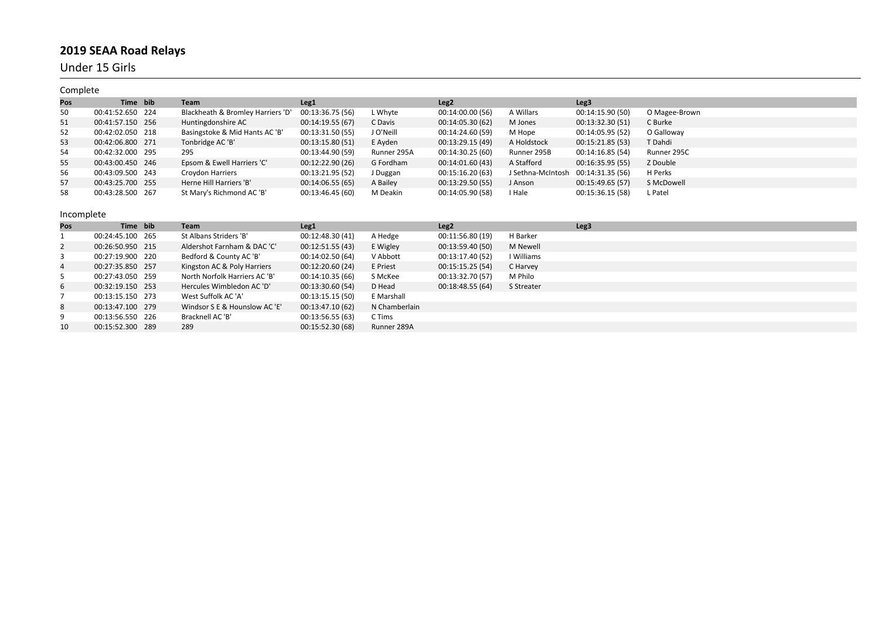# 2019 SEAA Road Relays

## Under 15 Girls

### Complete

| Pos | Time | bib | Team | Leg1 | | Leg2 | | Leg3 | |
|---|---|---|---|---|---|---|---|---|---|
| 50 | 00:41:52.650 | 224 | Blackheath & Bromley Harriers 'D' | 00:13:36.75 (56) | L Whyte | 00:14:00.00 (56) | A Willars | 00:14:15.90 (50) | O Magee-Brown |
| 51 | 00:41:57.150 | 256 | Huntingdonshire AC | 00:14:19.55 (67) | C Davis | 00:14:05.30 (62) | M Jones | 00:13:32.30 (51) | C Burke |
| 52 | 00:42:02.050 | 218 | Basingstoke & Mid Hants AC 'B' | 00:13:31.50 (55) | J O'Neill | 00:14:24.60 (59) | M Hope | 00:14:05.95 (52) | O Galloway |
| 53 | 00:42:06.800 | 271 | Tonbridge AC 'B' | 00:13:15.80 (51) | E Ayden | 00:13:29.15 (49) | A Holdstock | 00:15:21.85 (53) | T Dahdi |
| 54 | 00:42:32.000 | 295 | 295 | 00:13:44.90 (59) | Runner 295A | 00:14:30.25 (60) | Runner 295B | 00:14:16.85 (54) | Runner 295C |
| 55 | 00:43:00.450 | 246 | Epsom & Ewell Harriers 'C' | 00:12:22.90 (26) | G Fordham | 00:14:01.60 (43) | A Stafford | 00:16:35.95 (55) | Z Double |
| 56 | 00:43:09.500 | 243 | Croydon Harriers | 00:13:21.95 (52) | J Duggan | 00:15:16.20 (63) | J Sethna-McIntosh | 00:14:31.35 (56) | H Perks |
| 57 | 00:43:25.700 | 255 | Herne Hill Harriers 'B' | 00:14:06.55 (65) | A Bailey | 00:13:29.50 (55) | J Anson | 00:15:49.65 (57) | S McDowell |
| 58 | 00:43:28.500 | 267 | St Mary's Richmond AC 'B' | 00:13:46.45 (60) | M Deakin | 00:14:05.90 (58) | I Hale | 00:15:36.15 (58) | L Patel |

### Incomplete

| Pos | Time | bib | Team | Leg1 | | Leg2 | | Leg3 | |
|---|---|---|---|---|---|---|---|---|---|
| 1 | 00:24:45.100 | 265 | St Albans Striders 'B' | 00:12:48.30 (41) | A Hedge | 00:11:56.80 (19) | H Barker | | |
| 2 | 00:26:50.950 | 215 | Aldershot Farnham & DAC 'C' | 00:12:51.55 (43) | E Wigley | 00:13:59.40 (50) | M Newell | | |
| 3 | 00:27:19.900 | 220 | Bedford & County AC 'B' | 00:14:02.50 (64) | V Abbott | 00:13:17.40 (52) | I Williams | | |
| 4 | 00:27:35.850 | 257 | Kingston AC & Poly Harriers | 00:12:20.60 (24) | E Priest | 00:15:15.25 (54) | C Harvey | | |
| 5 | 00:27:43.050 | 259 | North Norfolk Harriers AC 'B' | 00:14:10.35 (66) | S McKee | 00:13:32.70 (57) | M Philo | | |
| 6 | 00:32:19.150 | 253 | Hercules Wimbledon AC 'D' | 00:13:30.60 (54) | D Head | 00:18:48.55 (64) | S Streater | | |
| 7 | 00:13:15.150 | 273 | West Suffolk AC 'A' | 00:13:15.15 (50) | E Marshall | | | | |
| 8 | 00:13:47.100 | 279 | Windsor S E & Hounslow AC 'E' | 00:13:47.10 (62) | N Chamberlain | | | | |
| 9 | 00:13:56.550 | 226 | Bracknell AC 'B' | 00:13:56.55 (63) | C Tims | | | | |
| 10 | 00:15:52.300 | 289 | 289 | 00:15:52.30 (68) | Runner 289A | | | | |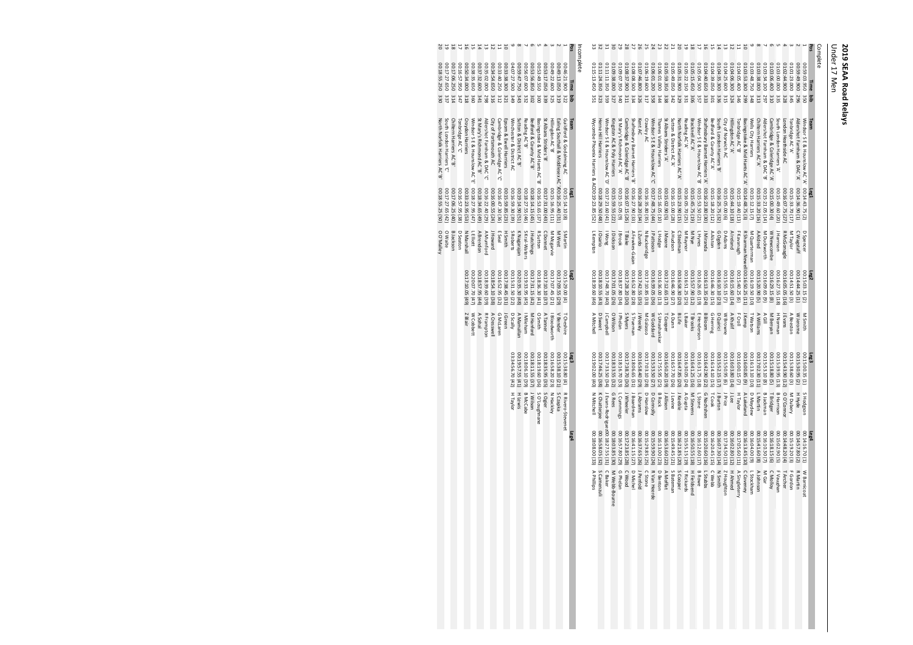# 2019 SEAA Road Relays

## Under 17 Men

### Complete

| Pos | Time | bib | Team | Leg1 | | Leg2 | | Leg3 | | Leg4 | |
|---|---|---|---|---|---|---|---|---|---|---|---|
| 1 | 00:59:03.950 | 350 | Windsor S E & Hounslow AC 'A' | 00:14:43.75 (2) | D Spencer | 00:15:03.15 (2) | M Smith | 00:15:00.35 (1) | S Hodgson | 00:14:16.70 (1) | W Barnicoat |
| 2 | 00:59:49.900 | 296 | Aldershot Farnham & DAC 'A' | 00:14:36.90 (1) | C Wagstaff | 00:14:44.25 (1) | W Jerome | 00:15:30.95 (2) | H Hyde | 00:14:57.80 (2) | R Martin |
| 3 | 01:01:23.000 | 345 | Tonbridge AC 'A' | 00:15:33.70 (17) | M Taylor | 00:14:51.50 (3) | A Bendon | 00:15:38.60 (3) | M Dubery | 00:15:19.20 (3) | F Gordon |
| 4 | 01:02:44.900 | 328 | London Heathside AC | 00:16:07.75 (27) | R McGonagle | 00:16:05.05 (16) | J Evans | 00:15:43.90 (4) | O O'Connor | 00:14:48.20 (4) | T Fischer |
| 5 | 01:03:00.000 | 335 | South London Harriers 'A' | 00:15:46.60 (20) | W Newcombe | 00:16:27.55 (18) | H Norman | 00:15:39.55 (13) | B Harrison | 00:15:02.90 (5) | F Vaughan |
| 6 | 01:03:06.400 | 310 | Cambridge & Coleridge AC 'A' | 00:15:30.30 (4) | W Newcombe | 00:16:29.15 (8) | M Benyan | 00:15:18.80 (5) | T Bridger | 00:16:18.15 (6) | C Mobley |
| 7 | 01:03:34.100 | 297 | Aldershot Farnham & DAC 'B' | 00:15:21.05 (14) | M Duckworth | 00:16:09.65 (9) | A Gill | 00:15:53.10 (8) | B Jackman | 00:16:10.30 (7) | M Gair |
| 8 | 01:03:36.800 | 313 | Chiltern Harriers AC 'A' | 00:15:30.25 (16) | J Allison | 00:15:55.90 (5) | A Williams | 00:17:02.85 (11) | J Martin | 00:15:46.80 (8) | A Johnson |
| 9 | 01:03:48.750 | 348 | Wells City Harriers | 00:15:11.15 (7) | M Quarterman | 00:16:19.50 (10) | T Watson | 00:16:13.10 (10) | D Mayhew | 00:16:04.00 (9) | L Stockham |
| 10 | 01:03:53.300 | 299 | Basingstoke & Mid Hants AC 'A' | 00:14:48.75 (3) | R Sharman Newell | 00:16:50.25 (11) | J Kemp | 00:16:00.85 (9) | A Lakeland | 00:16:13.45 (10) | C Coventry |
| 11 | 01:04:05.400 | 346 | Tonbridge AC 'B' | 00:15:19.40 (11) | F Kavanagh | 00:15:40.25 (6) | F Croll | 00:16:00.15 (7) | H Taylor | 00:17:05.60 (11) | A Singleterry |
| 12 | 01:04:06.300 | 324 | Hillingdon AC 'A' | 00:16:54.10 (18) | A Holden | 00:16:15.60 (14) | A Khalil | 00:16:03.80 (14) | J Lee | 00:16:02.80 (12) | H Ahmed |
| 13 | 01:04:25.800 | 315 | City of Norwich AC | 00:15:55.00 (6) | D Adams | 00:15:55.15 (7) | W Browne | 00:15:50.95 (6) | J Price | 00:17:34.50 (13) | Z Houghton |
| 14 | 01:04:35.300 | 336 | South London Harriers 'B' | 00:16:25.75 (32) | G Ogden | 00:16:10.10 (23) | P Quinci | 00:15:52.15 (17) | J Burton | 00:16:07.30 (14) | N Smith |
| 15 | 01:04:39.050 | 301 | Bedford & County AC 'A' | 00:15:18.20 (12) | A Alston | 00:16:46.30 (15) | G Herring | 00:16:14.10 (15) | T Cook | 00:16:20.45 (15) | C Webb |
| 16 | 01:04:40.600 | 333 | Shaftesbury Barnet Harriers 'A' | 00:15:21.80 (13) | J Miranda | 00:16:13.35 (24) | B Bloom | 00:16:42.90 (21) | G Nurbarian | 00:15:20.60 (16) | L Stubbs |
| 17 | 01:05:04.500 | 357 | Windsor S E & Hounslow AC 'B' | 00:15:25.50 (21) | L Hayes | 00:16:25.65 (19) | E Henderson | 00:16:12.75 (18) | H Stone | 00:16:21.60 (17) | B Powe |
| 18 | 01:05:15.650 | 300 | Bracknell AC 'A' | 00:15:45.75 (19) | M Nye | 00:15:57.90 (12) | T Brooks | 00:16:41.25 (16) | M Stevens | 00:16:50.55 (18) | H Fleckland |
| 19 | 01:05:22.150 | 331 | Reading AC 'A' | 00:16:05.70 (25) | M Raynor | 00:16:51.25 (25) | L Baker | 00:16:30.05 (24) | A Gupta | 00:15:55.15 (19) | T Rickards |
| 20 | 01:05:31.900 | 329 | North Norfolk Harriers AC 'A' | 00:15:23.90 (15) | C Seedman | 00:16:58.30 (20) | B Lilly | 00:16:47.85 (20) | J Keeble | 00:16:21.85 (20) | S Cooper |
| 21 | 01:05:49.050 | 342 | Sutton & District AC 'A' | 00:15:41.00 (28) | A Hudson | 00:15:06.90 (27) | A Khalil | 00:16:57.20 (26) | L Levine | 00:15:04.45 (21) | L Bateman |
| 22 | 01:05:59.350 | 338 | St Albans Striders 'A' | 00:15:02.90 (5) | J Moore | 00:17:12.65 (17) | T Cooper | 00:16:50.20 (19) | J Allison | 00:16:53.60 (22) | A Moffat |
| 23 | 01:06:01.000 | 344 | Thames Valley Harriers | 00:15:05.00 (10) | L Hodge | 00:16:36.00 (13) | S Umashankar | 00:17:55.95 (25) | B Rock | 00:16:13.00 (23) | D Benton |
| 24 | 01:06:01.200 | 358 | Windsor S E & Hounslow AC 'C' | 00:17:48.75 (44) | J Pattison | 00:16:39.05 (36) | W Goddard | 00:15:33.50 (27) | D Connolly | 00:15:59.90 (24) | R Van Heerde |
| 25 | 01:06:19.500 | 317 | Crawley AC | 00:15:40.50 (22) | P Hope | 00:16:21.95 (22) | N Lansbridge | 00:17:01.05 (22) | D Hanlon | 00:16:56.00 (25) | C Burrows |
| 26 | 01:07:46.800 | 326 | Kent AC | 00:16:28.90 (34) | L Earls | 00:17:42.55 (33) | J Wanley | 00:16:58.40 (29) | J Adams | 00:16:37.65 (26) | J Penfold |
| 27 | 01:08:08.500 | 334 | Shaftesbury Barnet Harriers 'B' | 00:16:27.90 (33) | A Crawley-Gajan | 00:16:52.80 (28) | S Trueman | 00:18:06.65 (31) | J Boardman | 00:16:41.55 (27) | D Michel |
| 28 | 01:08:37.900 | 311 | Cambridge & Coleridge AC 'B' | 00:16:07.15 (26) | T Bible | 00:17:28.20 (30) | S Myers | 00:17:38.70 (30) | J Wheeler | 00:17:23.85 (28) | C Wood |
| 29 | 01:09:07.350 | 340 | St Mary's Richmond AC 'A' | 00:15:15.05 (9) | J Brook | 00:18:37.80 (34) | J Phelan | 00:18:16.70 (33) | L Cummings | 00:16:57.80 (29) | G Phelan |
| 30 | 01:09:38.300 | 327 | Kingston AC & Poly Harriers | 00:15:15.95 (22) | O Dickson | 00:17:01.05 (26) | O Wilson | 00:18:35.35 (32) | G Rees | 00:18:03.55 (30) | M Webb Bourne |
| 31 | 01:11:11.350 | 359 | Windsor S E & Hounslow AC 'D' | 00:17:23.60 (41) | I Wong | 00:17:48.70 (40) | J Campbell | 00:17:33.50 (34) | J Evans-Rodriguez | 00:18:27.55 (31) | C Baker |
| 32 | 01:11:24.350 | 323 | Herne Hill Harriers | 00:18:28.90 (48) | J Onario | 00:18:10.55 (43) | D Sweet | 00:17:46.25 (38) | K Chatterjee | 00:16:58.05 (32) | S Cammerall |
| 33 | 01:15:13.450 | 351 | Wycombe Phoenix Harriers & AC | 00:19:23.85 (52) | L Kempton | 00:18:39.60 (46) | A Mitchell | 00:19:02.00 (40) | N Mitchell | 00:18:08.00 (33) | A Phillips |

### Incomplete

| Pos | Time | bib | Team | Leg1 | | Leg2 | | Leg3 | | Leg4 | |
|---|---|---|---|---|---|---|---|---|---|---|---|
| 1 | 00:46:21.900 | 322 | Guildford & Godalming AC | 00:15:14.10 (8) | S Martin | 00:15:29.00 (4) | T Cheshire | 00:15:38.80 (4) | R Rivero-Stevenet | | |
| 2 | 00:49:13.050 | 319 | Ealing Southall & Middlesex AC 'A' | 00:16:25.40 (31) | M West | 00:17:09.55 (29) | V Bender | 00:15:38.10 (21) | S Czapka | | |
| 3 | 00:49:22.600 | 325 | Hillingdon AC 'B' | 00:15:16.95 (11) | M McGarvie | 00:17:07.45 (21) | I Bloodworth | 00:16:58.20 (23) | N Hackley | | |
| 4 | 00:53:17.800 | 339 | St Albans Striders 'B' | 00:17:23.00 (43) | C Bennet | 00:17:10.10 (37) | A Tanner | 00:18:35.65 (35) | S Daniels | | |
| 5 | 00:53:49.300 | 300 | Basingstoke & Mid Hants AC 'B' | 00:17:15.65 (37) | R Sutton | 00:18:36.30 (41) | O Smith | 00:18:19.60 (36) | S O'Loughnane | | |
| 6 | 00:53:56.850 | 302 | Bedford & County AC 'B' | 00:18:14.15 (45) | J Hutchings | 00:17:31.15 (42) | M Hanford | 00:18:11.55 (37) | J Wilson | | |
| 7 | 00:56:07.600 | 332 | Reading AC 'B' | 00:18:27.55 (46) | S Kai-Waters | 00:19:33.95 (45) | I Mitcham | 00:18:06.10 (39) | B McCabe | | |
| 8 | 00:59:47.750 | 343 | Sutton & District AC 'B' | 00:19:14.90 (51) | K Nagarajah | 00:20:35.30 (48) | A Maenallan | 00:19:57.55 (41) | H Lewis | | |
| 9 | 04:07:27.500 | 349 | Winchester & District AC | 00:16:59.90 (39) | S Roberts | 00:15:31.50 (22) | D Scully | 03:34:56.70 (42) | H Taylor | | |
| 10 | 00:33:38.300 | 321 | Epsom & Ewell Harriers | 00:15:59.85 (23) | H Smith | 00:17:38.45 (31) | J Green | | | | |
| 11 | 00:33:40.200 | 312 | Cambridge & Coleridge AC 'C' | 00:16:47.30 (36) | E Sell | 00:16:52.95 (32) | G McLaren | | | | |
| 12 | 00:34:56.650 | 316 | City of Portsmouth AC | 00:18:00.55 (24) | J Howard | 00:16:54.10 (38) | A Cresswell | | | | |
| 13 | 00:35:02.000 | 298 | Aldershot Farnham & DAC 'C' | 00:16:07.40 (29) | A Mumford | 00:18:39.60 (39) | R Frampton | | | | |
| 14 | 00:37:32.600 | 341 | St Mary's Richmond AC 'B' | 00:18:34.65 (49) | A Brenton | 00:18:57.95 (44) | A Sahal | | | | |
| 15 | 00:38:35.650 | 360 | Windsor S E & Hounslow AC 'E' | 00:18:27.95 (47) | E Elliott | 00:20:07.70 (47) | W Cobbett | | | | |
| 16 | 00:50:34.000 | 318 | Croydon Harriers | 00:33:23.95 (53) | N Marshall | 00:17:10.05 (49) | Z Blair | | | | |
| 17 | 00:16:57.950 | 347 | Tonbridge AC 'C' | 00:16:57.95 (38) | O Sutton | | | | | | |
| 18 | 00:17:06.250 | 314 | Chiltern Harriers AC 'B' | 00:17:06.25 (40) | B Jackson | | | | | | |
| 19 | 00:17:27.650 | 337 | South London Harriers 'C' | 00:17:27.65 (42) | O Waite | | | | | | |
| 20 | 00:18:55.250 | 330 | North Norfolk Harriers AC 'B' | 00:18:55.25 (50) | O O'Malley | | | | | | |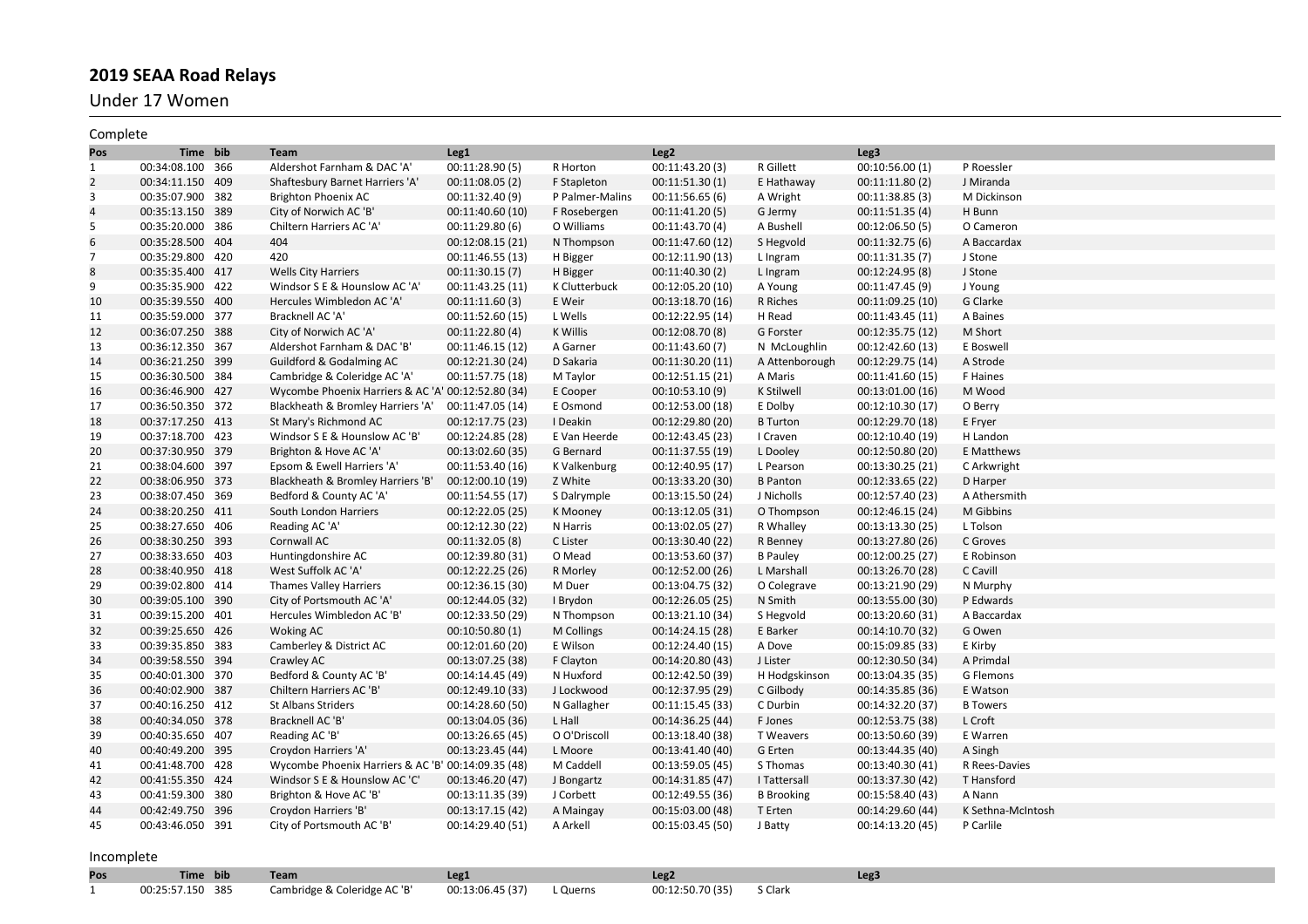# 2019 SEAA Road Relays

## Under 17 Women

### Complete

| Pos | Time | bib | Team | Leg1 | | Leg2 | | Leg3 | |
|---|---|---|---|---|---|---|---|---|---|
| 1 | 00:34:08.100 | 366 | Aldershot Farnham & DAC 'A' | 00:11:28.90 (5) | R Horton | 00:11:43.20 (3) | R Gillett | 00:10:56.00 (1) | P Roessler |
| 2 | 00:34:11.150 | 409 | Shaftesbury Barnet Harriers 'A' | 00:11:08.05 (2) | F Stapleton | 00:11:51.30 (1) | E Hathaway | 00:11:11.80 (2) | J Miranda |
| 3 | 00:35:07.900 | 382 | Brighton Phoenix AC | 00:11:32.40 (9) | P Palmer-Malins | 00:11:56.65 (6) | A Wright | 00:11:38.85 (3) | M Dickinson |
| 4 | 00:35:13.150 | 389 | City of Norwich AC 'B' | 00:11:40.60 (10) | F Rosebergen | 00:11:41.20 (5) | G Jermy | 00:11:51.35 (4) | H Bunn |
| 5 | 00:35:20.000 | 386 | Chiltern Harriers AC 'A' | 00:11:29.80 (6) | O Williams | 00:11:43.70 (4) | A Bushell | 00:12:06.50 (5) | O Cameron |
| 6 | 00:35:28.500 | 404 | 404 | 00:12:08.15 (21) | N Thompson | 00:11:47.60 (12) | S Hegvold | 00:11:32.75 (6) | A Baccardax |
| 7 | 00:35:29.800 | 420 | 420 | 00:11:46.55 (13) | H Bigger | 00:12:11.90 (13) | L Ingram | 00:11:31.35 (7) | J Stone |
| 8 | 00:35:35.400 | 417 | Wells City Harriers | 00:11:30.15 (7) | H Bigger | 00:11:40.30 (2) | L Ingram | 00:12:24.95 (8) | J Stone |
| 9 | 00:35:35.900 | 422 | Windsor S E & Hounslow AC 'A' | 00:11:43.25 (11) | K Clutterbuck | 00:12:05.20 (10) | A Young | 00:11:47.45 (9) | J Young |
| 10 | 00:35:39.550 | 400 | Hercules Wimbledon AC 'A' | 00:11:11.60 (3) | E Weir | 00:13:18.70 (16) | R Riches | 00:11:09.25 (10) | G Clarke |
| 11 | 00:35:59.000 | 377 | Bracknell AC 'A' | 00:11:52.60 (15) | L Wells | 00:12:22.95 (14) | H Read | 00:11:43.45 (11) | A Baines |
| 12 | 00:36:07.250 | 388 | City of Norwich AC 'A' | 00:11:22.80 (4) | K Willis | 00:12:08.70 (8) | G Forster | 00:12:35.75 (12) | M Short |
| 13 | 00:36:12.350 | 367 | Aldershot Farnham & DAC 'B' | 00:11:46.15 (12) | A Garner | 00:11:43.60 (7) | N McLoughlin | 00:12:42.60 (13) | E Boswell |
| 14 | 00:36:21.250 | 399 | Guildford & Godalming AC | 00:12:21.30 (24) | D Sakaria | 00:11:30.20 (11) | A Attenborough | 00:12:29.75 (14) | A Strode |
| 15 | 00:36:30.500 | 384 | Cambridge & Coleridge AC 'A' | 00:11:57.75 (18) | M Taylor | 00:12:51.15 (21) | A Maris | 00:11:41.60 (15) | F Haines |
| 16 | 00:36:46.900 | 427 | Wycombe Phoenix Harriers & AC 'A' | 00:12:52.80 (34) | E Cooper | 00:10:53.10 (9) | K Stilwell | 00:13:01.00 (16) | M Wood |
| 17 | 00:36:50.350 | 372 | Blackheath & Bromley Harriers 'A' | 00:11:47.05 (14) | E Osmond | 00:12:53.00 (18) | E Dolby | 00:12:10.30 (17) | O Berry |
| 18 | 00:37:17.250 | 413 | St Mary's Richmond AC | 00:12:17.75 (23) | I Deakin | 00:12:29.80 (20) | B Turton | 00:12:29.70 (18) | E Fryer |
| 19 | 00:37:18.700 | 423 | Windsor S E & Hounslow AC 'B' | 00:12:24.85 (28) | E Van Heerde | 00:12:43.45 (23) | I Craven | 00:12:10.40 (19) | H Landon |
| 20 | 00:37:30.950 | 379 | Brighton & Hove AC 'A' | 00:13:02.60 (35) | G Bernard | 00:11:37.55 (19) | L Dooley | 00:12:50.80 (20) | E Matthews |
| 21 | 00:38:04.600 | 397 | Epsom & Ewell Harriers 'A' | 00:11:53.40 (16) | K Valkenburg | 00:12:40.95 (17) | L Pearson | 00:13:30.25 (21) | C Arkwright |
| 22 | 00:38:06.950 | 373 | Blackheath & Bromley Harriers 'B' | 00:12:00.10 (19) | Z White | 00:13:33.20 (30) | B Panton | 00:12:33.65 (22) | D Harper |
| 23 | 00:38:07.450 | 369 | Bedford & County AC 'A' | 00:11:54.55 (17) | S Dalrymple | 00:13:15.50 (24) | J Nicholls | 00:12:57.40 (23) | A Athersmith |
| 24 | 00:38:20.250 | 411 | South London Harriers | 00:12:22.05 (25) | K Mooney | 00:13:12.05 (31) | O Thompson | 00:12:46.15 (24) | M Gibbins |
| 25 | 00:38:27.650 | 406 | Reading AC 'A' | 00:12:12.30 (22) | N Harris | 00:13:02.05 (27) | R Whalley | 00:13:13.30 (25) | L Tolson |
| 26 | 00:38:30.250 | 393 | Cornwall AC | 00:11:32.05 (8) | C Lister | 00:13:30.40 (22) | R Benney | 00:13:27.80 (26) | C Groves |
| 27 | 00:38:33.650 | 403 | Huntingdonshire AC | 00:12:39.80 (31) | O Mead | 00:13:53.60 (37) | B Pauley | 00:12:00.25 (27) | E Robinson |
| 28 | 00:38:40.950 | 418 | West Suffolk AC 'A' | 00:12:22.25 (26) | R Morley | 00:12:52.00 (26) | L Marshall | 00:13:26.70 (28) | C Cavill |
| 29 | 00:39:02.800 | 414 | Thames Valley Harriers | 00:12:36.15 (30) | M Duer | 00:13:04.75 (32) | O Colegrave | 00:13:21.90 (29) | N Murphy |
| 30 | 00:39:05.100 | 390 | City of Portsmouth AC 'A' | 00:12:44.05 (32) | I Brydon | 00:12:26.05 (25) | N Smith | 00:13:55.00 (30) | P Edwards |
| 31 | 00:39:15.200 | 401 | Hercules Wimbledon AC 'B' | 00:12:33.50 (29) | N Thompson | 00:13:21.10 (34) | S Hegvold | 00:13:20.60 (31) | A Baccardax |
| 32 | 00:39:25.650 | 426 | Woking AC | 00:10:50.80 (1) | M Collings | 00:14:24.15 (28) | E Barker | 00:14:10.70 (32) | G Owen |
| 33 | 00:39:35.850 | 383 | Camberley & District AC | 00:12:01.60 (20) | E Wilson | 00:12:24.40 (15) | A Dove | 00:15:09.85 (33) | E Kirby |
| 34 | 00:39:58.550 | 394 | Crawley AC | 00:13:07.25 (38) | F Clayton | 00:14:20.80 (43) | J Lister | 00:12:30.50 (34) | A Primdal |
| 35 | 00:40:01.300 | 370 | Bedford & County AC 'B' | 00:14:14.45 (49) | N Huxford | 00:12:42.50 (39) | H Hodgskinson | 00:13:04.35 (35) | G Flemons |
| 36 | 00:40:02.900 | 387 | Chiltern Harriers AC 'B' | 00:12:49.10 (33) | J Lockwood | 00:12:37.95 (29) | C Gilbody | 00:14:35.85 (36) | E Watson |
| 37 | 00:40:16.250 | 412 | St Albans Striders | 00:14:28.60 (50) | N Gallagher | 00:11:15.45 (33) | C Durbin | 00:14:32.20 (37) | B Towers |
| 38 | 00:40:34.050 | 378 | Bracknell AC 'B' | 00:13:04.05 (36) | L Hall | 00:14:36.25 (44) | F Jones | 00:12:53.75 (38) | L Croft |
| 39 | 00:40:35.650 | 407 | Reading AC 'B' | 00:13:26.65 (45) | O O'Driscoll | 00:13:18.40 (38) | T Weavers | 00:13:50.60 (39) | E Warren |
| 40 | 00:40:49.200 | 395 | Croydon Harriers 'A' | 00:13:23.45 (44) | L Moore | 00:13:41.40 (40) | G Erten | 00:13:44.35 (40) | A Singh |
| 41 | 00:41:48.700 | 428 | Wycombe Phoenix Harriers & AC 'B' | 00:14:09.35 (48) | M Caddell | 00:13:59.05 (45) | S Thomas | 00:13:40.30 (41) | R Rees-Davies |
| 42 | 00:41:55.350 | 424 | Windsor S E & Hounslow AC 'C' | 00:13:46.20 (47) | J Bongartz | 00:14:31.85 (47) | I Tattersall | 00:13:37.30 (42) | T Hansford |
| 43 | 00:41:59.300 | 380 | Brighton & Hove AC 'B' | 00:13:11.35 (39) | J Corbett | 00:12:49.55 (36) | B Brooking | 00:15:58.40 (43) | A Nann |
| 44 | 00:42:49.750 | 396 | Croydon Harriers 'B' | 00:13:17.15 (42) | A Maingay | 00:15:03.00 (48) | T Erten | 00:14:29.60 (44) | K Sethna-McIntosh |
| 45 | 00:43:46.050 | 391 | City of Portsmouth AC 'B' | 00:14:29.40 (51) | A Arkell | 00:15:03.45 (50) | J Batty | 00:14:13.20 (45) | P Carlile |

### Incomplete

| Pos | Time | bib | Team | Leg1 | | Leg2 | | Leg3 | |
|---|---|---|---|---|---|---|---|---|---|
| 1 | 00:25:57.150 | 385 | Cambridge & Coleridge AC 'B' | 00:13:06.45 (37) | L Querns | 00:12:50.70 (35) | S Clark | | |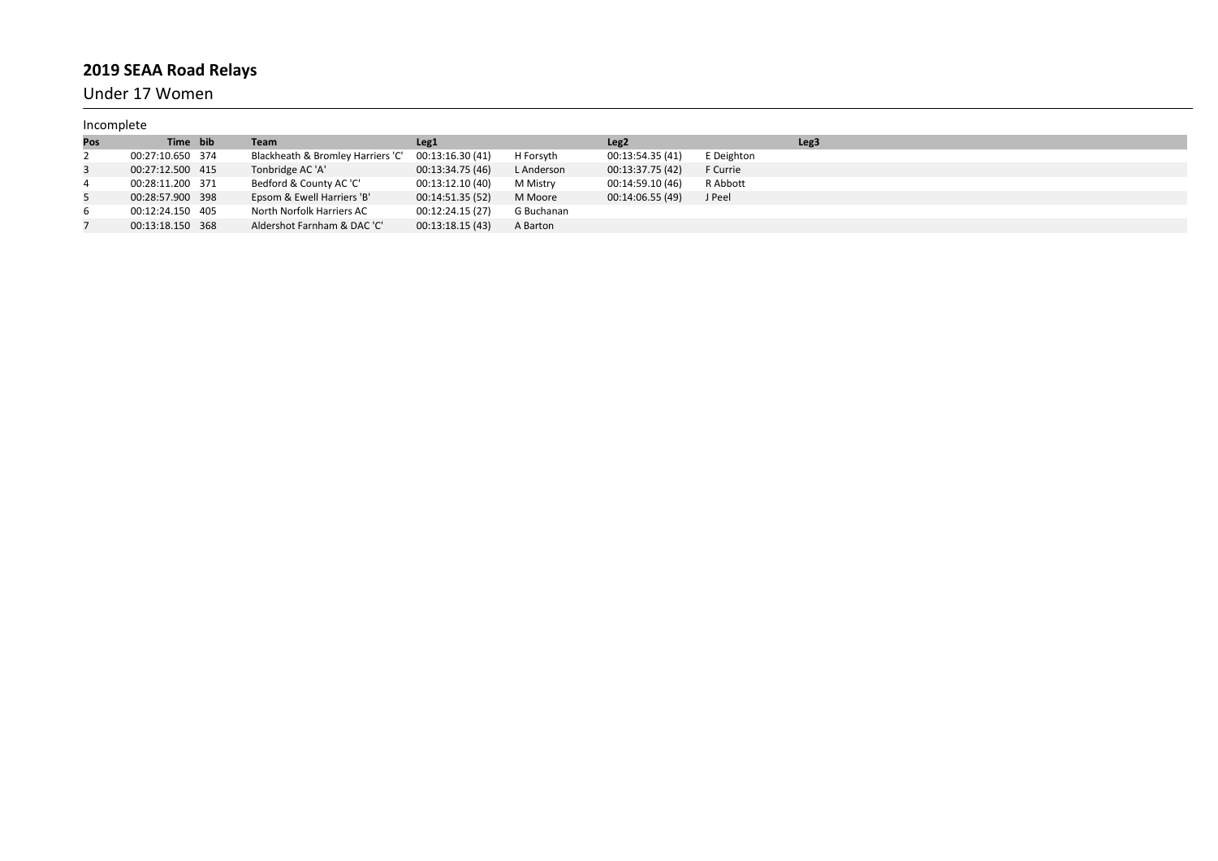# 2019 SEAA Road Relays

## Under 17 Women

Incomplete

| Pos | Time | bib | Team | Leg1 | | Leg2 | | Leg3 |
|---|---|---|---|---|---|---|---|---|
| 2 | 00:27:10.650 | 374 | Blackheath & Bromley Harriers 'C' | 00:13:16.30 (41) | H Forsyth | 00:13:54.35 (41) | E Deighton | |
| 3 | 00:27:12.500 | 415 | Tonbridge AC 'A' | 00:13:34.75 (46) | L Anderson | 00:13:37.75 (42) | F Currie | |
| 4 | 00:28:11.200 | 371 | Bedford & County AC 'C' | 00:13:12.10 (40) | M Mistry | 00:14:59.10 (46) | R Abbott | |
| 5 | 00:28:57.900 | 398 | Epsom & Ewell Harriers 'B' | 00:14:51.35 (52) | M Moore | 00:14:06.55 (49) | J Peel | |
| 6 | 00:12:24.150 | 405 | North Norfolk Harriers AC | 00:12:24.15 (27) | G Buchanan | | | |
| 7 | 00:13:18.150 | 368 | Aldershot Farnham & DAC 'C' | 00:13:18.15 (43) | A Barton | | | |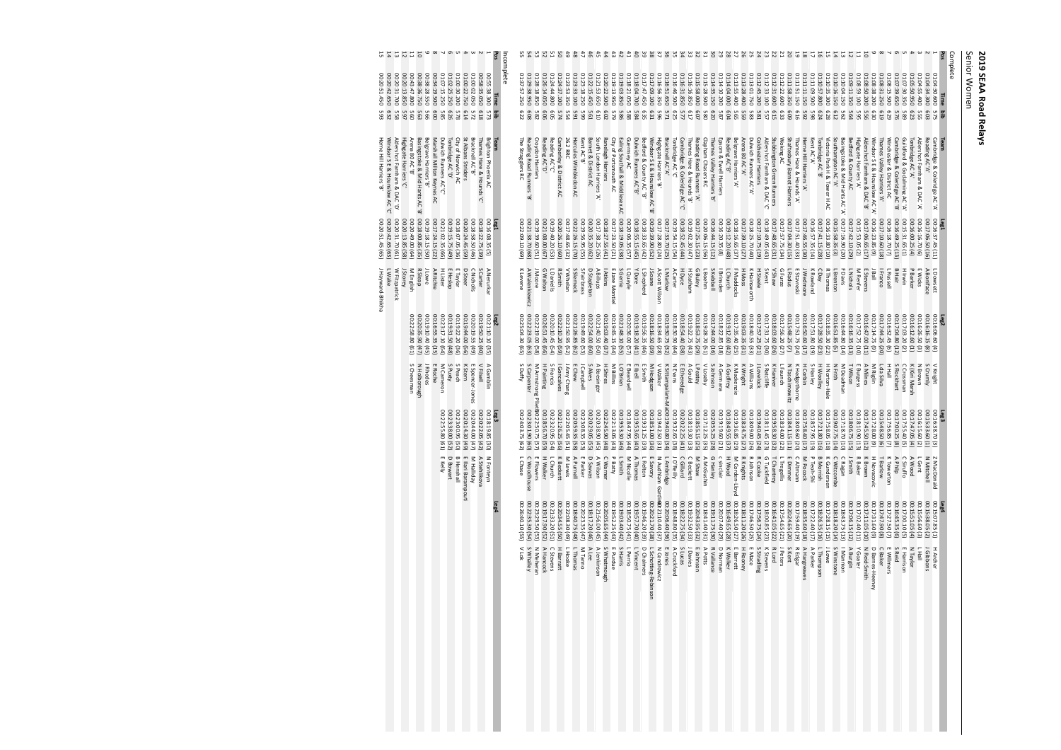# 2019 SEAA Road Relays

## Senior Women

### Complete

| Pos | Time | bib | Team | Leg1 | | Leg2 | | Leg3 | | Leg4 | |
|---|---|---|---|---|---|---|---|---|---|---|---|
| 1 | 01:04:30.600 | 575 | Cambridge & Coleridge AC 'A' | 00:16:37.45 (11) | L Dowsett | 00:16:06.60 (4) | V Knight | 00:16:38.70 (3) | Z MacDonald | 00:15:07.85 (1) | H Archer |
| 2 | 01:04:34.300 | 603 | Reading AC 'A' | 00:17:06.50 (16) | A Boniface | 00:16:16.15 (8) | S Crumly | 00:15:33.60 (1) | N Mitchell | 00:15:38.05 (2) | J Gibbons |
| 3 | 01:04:55.400 | 555 | Aldershot Farnham & DAC 'A' | 00:15:26.05 (1) | L Lock | 00:16:12.60 (6) | E Gent | 00:18:10.95 (8) | R Baker | 00:15:05.60 (1) | J Hall |
| 4 | 01:05:50.950 | 623 | Tonbridge AC 'A' | 00:16:00.20 (4) | P Barker | 00:16:32.60 (9) | K Rain March | 00:17:42.05 (4) | A Wood | 00:15:35.05 (5) | N Taylor |
| 5 | 01:07:30.350 | 589 | Guildford & Godalming AC 'A' | 00:15:31.65 (1) | H Irwin | 00:17:03.20 (2) | C Crossman | 00:17:55.40 (5) | C Giruffo | 00:17:00.10 (5) | E Harrison |
| 6 | 01:07:39.650 | 576 | Cambridge & Coleridge AC 'B' | 00:16:48.25 (10) | B Blair | 00:17:04.80 (12) | S Rocklhart | 00:17:00.25 (8) | A Philp | 00:16:45.35 (6) | S Reid |
| 7 | 01:08:15.350 | 629 | Winchester & District AC | 00:17:56.85 (7) | L Russell | 00:16:32.45 (6) | H Hill | 00:17:56.85 (7) | K Toverton | 00:17:27.50 (7) | E Wilmers |
| 8 | 01:08:31.050 | 631 | Thames Valley Harriers 'A' | 00:17:07.00 (18) | M Fuentes | 00:17:14.75 (9) | E da Silva | 00:16:54.95 (8) | S Ebanks | 00:17:24.90 (8) | E Baker |
| 9 | 01:08:38.200 | 630 | Windsor S & E Hounslow AC 'A' | 00:16:23.85 (9) | J Ball | 00:17:14.75 (9) | M Rigby | 00:17:28.00 (9) | H Novacovic | 00:17:31.60 (9) | D Barnes-Heeney |
| 10 | 01:08:50.200 | 556 | Aldershot Farnham & DAC 'B' | 00:17:06.65 (17) | E Stevens | 00:16:47.00 (11) | A Milnes | 00:17:45.50 (12) | K Brown | 00:17:11.05 (10) | N Reed-Smith |
| 11 | 01:08:59.100 | 595 | Highgate Harriers 'A' | 00:15:53.05 (2) | M Renfer | 00:17:52.75 (10) | E Burgess | 00:18:10.90 (13) | R Baker | 00:17:02.40 (11) | Y Goater |
| 12 | 01:09:11.050 | 564 | Bedford & County AC | 00:17:42.10 (23) | L Nicholls | 00:16:36.35 (13) | H Brown | 00:17:16.05 (11) | E Wall | 00:17:36.55 (12) | E Hall |
| 13 | 01:10:04.150 | 562 | Basingstoke & Mid Hants AC 'A' | 00:17:16.90 (20) | F Davis | 00:16:44.80 (14) | M Deakman | 00:18:17.70 (16) | J Smith | 00:17:44.75 (13) | A Burton |
| 14 | 01:10:16.150 | 612 | Southampton AC 'A' | 00:15:58.35 (3) | L Brenton | 00:16:51.85 (5) | N Frith | 00:19:07.75 (14) | C Witcombe | 00:18:20.20 (14) | S Winstone |
| 15 | 01:10:35.300 | 628 | Victoria Park H & Tower H AC | 00:16:33.80 (10) | R Thomas | 00:18:35.30 (22) | H Norton-Hale | 00:17:58.05 (18) | K Gundersen | 00:17:28.15 (15) | J Lowe |
| 16 | 01:10:52.800 | 624 | Tonbridge AC 'B' | 00:18:28.45 (29) | C Pointer | 00:18:06.75 (19) | H Woolley | 00:17:22.80 (16) | T Miller | 00:16:54.80 (16) | J Goddard |
| 17 | 01:11:08.500 | 598 | Kent AC 'A' | 00:16:57.35 (14) | H Rowlett | 00:17:51.90 (14) | J Horley | 00:18:57.95 (19) | S Dearing | 00:17:21.15 (17) | C Gent |
| 18 | 01:11:11.150 | 593 | Herne Hill Harriers 'A' | 00:17:46.55 (30) | J Wedmore | 00:16:50.60 (17) | H Corbin | 00:17:58.40 (17) | M Pocock | 00:18:35.60 (18) | A Hargreaves |
| 19 | 01:11:51.150 | 616 | Thames Hare & Hounds 'A' | 00:17:53.40 (33) | E Stavroski | 00:17:51.75 (24) | K Hedgethorne | 00:18:08.60 (20) | C Atmann | 00:17:59.40 (19) | R Edgar |
| 20 | 01:11:58.350 | 609 | Shaftesbury Barnet Harriers | 00:17:04.30 (15) | L Radus | 00:18:48.25 (7) | N Tsechimowitz | 00:18:41.15 (11) | E Dimmer | 00:20:24.65 (20) | S Kent |
| 21 | 01:12:22.600 | 614 | Stubbington Green Runners | 00:17:35.70 (20) | G Bayley | 00:18:27.35 (18) | E Fleming | 00:17:39.00 (22) | H Rowson | 00:17:46.15 (21) | J Peters |
| 22 | 01:12:33.100 | 557 | Aldershot Farnham & DAC 'C' | 00:17:48.65 (31) | V Shaw | 00:18:03.60 (24) | E Hanmer | 00:18:58.30 (22) | T Chantrey | 00:16:41.05 (22) | R Lord |
| 23 | 01:12:45.200 | 611 | Southampton AC 'B' | 00:18:49.05 (43) | S Kent | 00:17:31.75 (30) | S Ratcliffe | 00:18:11.45 (23) | G Tuckfield | 00:18:00.85 (23) | K Stevens |
| 24 | 01:13:01.250 | 581 | Colchester Harriers | 00:17:10.75 (19) | H Steele | 00:17:57.25 (21) | J Lovelock | 00:19:40.45 (24) | R Cooke | 00:17:56.75 (24) | S Stradling |
| 25 | 01:13:18.000 | 559 | Arena 80 AC 'A' | 00:18:01.70 (34) | K Holmes | 00:18:03.35 (31) | K Wright | 00:18:30.95 (25) | R Knights | 00:17:40.70 (25) | R Fowler |
| 26 | 01:13:28.400 | 563 | Belgrave Harriers 'A' | 00:17:38.90 (27) | H Maddocks | 00:17:35.40 (25) | K Mackenzie | 00:19:36.85 (29) | M Gordon-Lloyd | 00:18:26.50 (27) | E Barrett |
| 27 | 01:13:55.400 | 565 | Reading AC 'B' | 00:18:16.65 (37) | J Church | 00:19:12.60 (42) | A Godfrey | 00:18:49.55 (27) | H Wood | 00:16:49.65 (28) | K Walker |
| 28 | 01:14:04.000 | 604 | Epsom & Ewell Harriers | 00:19:12.20 (48) | I Bronsden | 00:18:22.85 (18) | G Germaine | 00:19:19.50 (31) | C Sinclair | 00:20:07.40 (29) | D Norman |
| 29 | 01:14:10.200 | 587 | Thames Valley Harriers 'B' | 00:16:20.35 (8) | S Stillwell | 00:18:07.10 (16) | E Wicks | 00:19:32.50 (28) | M Kamiyama | 00:19:33.50 (29) | R Pavlov |
| 30 | 01:14:35.350 | 620 | Clapham Chasers RC | 00:20:06.15 (56) | L Boehmi | 00:19:28.70 (51) | L Lovelly | 00:17:12.25 (15) | A McGlashan | 00:18:41.40 (31) | A Potts |
| 31 | 01:15:28.300 | 598 | Reading Road Runners 'A' | 00:17:25.15 (23) | G Bailey | 00:18:53.75 (29) | L Pooley | 00:18:55.15 (25) | M Shaw | 00:20:43.95 (32) | E Johnson |
| 32 | 01:15:58.000 | 607 | Thames Hare & Hounds 'B' | 00:19:01.20 (47) | H Statham | 00:19:22.75 (43) | A Gould | 00:18:19.30 (33) | C Beckett | 00:19:22.55 (33) | J Davies |
| 33 | 01:16:16.850 | 617 | Cambridge & Coleridge AC 'C' | 00:19:54.15 (54) | A Carter | 00:18:30.90 (44) | N Evans | 00:18:22.30 (34) | J Gilliard | 00:18:26.75 (34) | A Crossford |
| 34 | 01:16:18.850 | 577 | Tonbridge AC 'C' | 00:18:31.45 (38) | N Hope | 00:18:30.90 (44) | E Etheridge | 00:19:32.65 (38) | J O'Reilly | 00:18:48.80 (35) | L Thomas |
| 35 | 01:16:46.500 | 625 | Bracknell AC 'A' | 00:17:33.70 (25) | L Marlow | 00:19:30.75 (32) | K Sittampalam-Martin | 00:19:40.80 (34) | L Ambridge | 00:20:06.40 (36) | E Jones |
| 36 | 01:16:51.650 | 571 | Highgate Harriers 'B' | 00:17:28.80 (24) | A Scott Wilson | 00:18:34.65 (28) | V Walker | 00:19:42.50 (31) | N Austham Gardiner | 00:21:10.40 (37) | N Gendrowicz |
| 37 | 01:16:56.350 | 596 | Windsor S & E Hounslow AC 'B' | 00:18:33.00 (39) | J Soane | 00:18:55.90 (39) | M Hodgson | 00:19:51.20 (39) | E Savory | 00:20:15.70 (38) | L Schotting-Robinson |
| 38 | 01:17:09.650 | 632 | Bedford & County AC 'B' | 00:17:47.35 (32) | L Stephens | 00:19:56.35 (40) | K Smith | 00:19:46.20 (39) | L Chambers | 00:19:49.75 (39) | R Vallance |
| 39 | 01:17:47.850 | 563 | Dulwich Runners AC 'B' | 00:18:55.15 (45) | Y Clare | 00:19:18.20 (41) | I Bell | 00:19:53.65 (40) | A Thomas | 00:19:57.70 (40) | J Vincent |
| 40 | 01:18:04.700 | 588 | Guernsey AC | 00:20:06.35 (57) | L Quayle | 00:18:47.75 (44) | E Beardsell | 00:18:47.05 (44) | M Nicolle | 00:18:50.75 (41) | L Perrio |
| 41 | 01:18:21.050 | 588 | Ealing Southall & Middlesex AC | 00:18:19.05 (38) | S Gamie | 00:21:48.10 (55) | L O'Brien | 00:19:53.30 (46) | L Smith | 00:19:03.40 (42) | S Harris |
| 42 | 01:19:03.850 | 586 | Ranelagh Harriers | 00:19:27.55 (41) | E Lane Morrisel | 00:19:27.20 (41) | L Smith | 00:19:22.20 (43) | K Uphill | 00:19:52.25 (43) | E Hardie |
| 43 | 01:19:13.350 | 608 | South London Harriers 'A' | 00:17:38.25 (26) | J Adams | 00:19:03.40 (37) | H Stires | 00:20:54.90 (48) | C Warner | 00:20:05.65 (44) | S Whitmough |
| 44 | 01:20:22.500 | 602 | Barnet & District AC | 00:21:53.60 (53) | A Billups | 00:21:40.50 (50) | A Beresinger | 00:20:23.80 (45) | A Wilson | 00:21:56.00 (45) | A Jenkinson |
| 45 | 01:21:53.650 | 610 | Crawley AC | 00:20:35.20 (62) | D Stapleton | 00:22:54.00 (60) | S Akers | 00:20:29.05 (55) | D Stevens | 00:18:17.20 (46) | A Lee |
| 46 | 01:22:15.450 | 561 | Hercules Wimbledon AC | 00:19:54.45 (50) | J Frantzeskos | 00:19:49.05 (57) | J Campbell | 00:23:08.35 (57) | C Porter | 00:18:40.75 (47) | M Tatham |
| 47 | 01:23:18.600 | 599 | 26.2 RRC | 00:22:06.65 (61) | S Swaffield | 00:21:26.85 (52) | A Crane | 00:20:59.65 (53) | A Puttnam | 00:18:40.75 (48) | L Thomas |
| 48 | 01:23:33.100 | 591 | Cambridge & District AC | 00:17:48.65 (32) | V Whelan | 00:21:50.95 (52) | J Amy Chang | 00:22:05.45 (51) | M Lewis | 00:22:08.30 (49) | L Hoole |
| 49 | 01:23:53.350 | 554 | Reading AC 'C' | 00:20:26.10 (60) | R Smith | 00:22:10.20 (59) | I Gonzalves | 00:21:26.25 (56) | K Beckett | 00:20:34.55 (50) | H Barnett |
| 50 | 01:24:37.100 | 574 | Marshall Milton Keynes AC | 00:19:40.20 (55) | L Daniels | 00:23:10.45 (54) | S Francis | 00:23:20.95 (54) | L Church | 00:21:33.20 (51) | C Stevens |
| 51 | 01:24:44.800 | 605 | Croydon Harriers | 00:20:08.00 (57) | G Walton | 00:20:25.45 (60) | H Wilding | 00:18:55.75 (60) | H Walker | 00:20:30.40 (52) | A Hancock |
| 52 | 01:26:14.100 | 606 | Reading Road Runners 'B' | 00:19:39.60 (51) | J Moore | 00:22:19.00 (58) | N Armstrong Plaine | 00:22:50.75 (57) | E Flowers | 00:23:29.50 (53) | N Meheran |
| 53 | 01:28:18.850 | 582 | Basingstoke & Mid Hants AC 'B' | 00:21:38.70 (68) | A Walenkiewicz | 00:22:23.05 (63) | S Carpenter | 00:23:01.90 (60) | C Woodhouse | 00:22:35.30 (54) | S Whalley |
| 54 | 01:29:38.950 | 608 | South London Harriers 'B' | 00:22:03.00 (69) | K Levene | 00:25:04.30 (65) | S Duffy | 00:24:03.75 (62) | L Chase | 00:26:40.10 (55) | V Lok |
| 55 | 01:37:57.250 | 622 | The Stragglers RC | | | | | | | | |

### Incomplete

| Pos | Time | bib | Team | Leg1 | | Leg2 | | Leg3 | | Leg4 | |
|---|---|---|---|---|---|---|---|---|---|---|---|
| 1 | 00:55:38.300 | 573 | Brighton Phoenix AC | 00:16:08.35 (5) | A Neurukar | 00:21:10.10 (51) | A Gamblin | 00:18:19.85 (30) | N Fontaine | | |
| 2 | 00:58:35.050 | 618 | Thames Hare & Hounds 'C' | 00:22:25.75 (39) | S Carter | 00:19:50.25 (40) | V Filsell | 00:20:22.05 (42) | A Stehlikova | | |
| 3 | 01:00:02.950 | 572 | Bracknell AC 'B' | 00:18:58.30 (46) | C Nicholls | 00:20:19.55 (49) | E Spencer-Jones | 00:20:44.00 (47) | M Halliday | | |
| 4 | 01:00:22.950 | 564 | St Albans Striders | 00:18:40.45 (43) | D Baxter | 00:19:38.55 (48) | K Stam | 00:20:14.80 (49) | E Barr-Barathemy | | |
| 5 | 01:00:30.200 | 578 | City of Norwich AC | 00:18:07.05 (36) | E Taylor | 00:19:22.30 (36) | S Pouch | 00:23:00.95 (50) | B Hennell | | |
| 6 | 01:02:25.250 | 626 | Tonbridge AC 'D' | 00:19:15.75 (49) | E Heslop | 00:19:31.50 (48) | S Purdy | 00:23:38.00 (52) | D Stewart | | |
| 7 | 01:07:15.250 | 585 | Dulwich Runners AC 'C' | 00:21:02.35 (66) | H Lister | 00:23:17.10 (64) | M Cameron | 00:22:55.80 (61) | E Kelly | | |
| 8 | 00:38:36.750 | 600 | Marshall Milton Keynes AC 'B' | 00:17:28.30 (22) | A Ritchie | 00:21:08.45 (55) | E Roache | | | | |
| 9 | 00:38:28.550 | 566 | Basingstoke & Mid Hants AC 'C' | 00:18:19.35 (40) | J Lowe | 00:20:09.20 (47) | J Rhodes | | | | |
| 10 | 00:43:47.800 | 560 | Arena 80 AC 'B' | 00:20:49.00 (64) | M English | 00:22:58.80 (61) | S Cheesman | | | | |
| 11 | 00:20:13.850 | 597 | Highgate Harriers 'C' | 00:20:13.85 (58) | J Storey | | | | | | |
| 12 | 00:20:41.700 | 558 | Aldershot Farnham & DAC 'D' | 00:20:41.70 (61) | W Fitzpatrick | | | | | | |
| 13 | 00:20:42.650 | 632 | Windsor S & E Hounslow AC 'C' | 00:20:42.65 (63) | L Wake | | | | | | |
| 15 | 00:20:51.450 | 593 | Herne Hill Harriers 'B' | 00:20:51.45 (65) | J Hayward-Bhikha | | | | | | |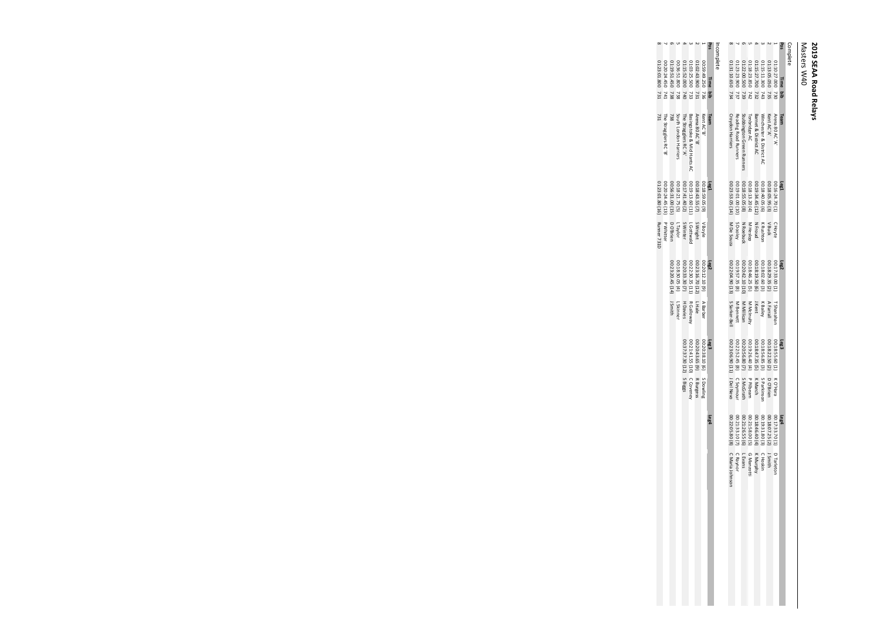# 2019 SEAA Road Relays

## Masters W40

### Complete

| Pos | Time | bib | Team | Leg1 | | Leg2 | | Leg3 | | Leg4 | |
|---|---|---|---|---|---|---|---|---|---|---|---|
| 1 | 01:10:27.000 | 730 | Arena 80 AC 'A' | 00:16:24.70 (1) | C Hoyte | 00:17:33.00 (1) | T Shanahan | 00:18:55.60 (1) | K O'Hara | 00:17:33.70 (1) | D Tarleton |
| 2 | 01:13:05.050 | 735 | Kent AC 'A' | 00:18:05.95 (3) | V Buck | 00:18:29.35 (2) | A Farrall | 00:18:22.50 (2) | D O'Brien | 00:18:07.25 (2) | J Smith |
| 3 | 01:15:11.300 | 743 | Winchester & District AC | 00:18:40.05 (6) | K Burton | 00:18:02.60 (3) | K Bailey | 00:18:56.85 (3) | S Parkinson | 00:19:31.80 (3) | C Heskin |
| 4 | 01:15:27.700 | 732 | Barnet & District AC | 00:19:34.65 (12) | N Froud | 00:18:19.50 (6) | J Kent | 00:18:47.95 (5) | K March | 00:18:46.40 (4) | K Murphy |
| 5 | 01:18:23.850 | 742 | Tonbridge AC | 00:18:11.20 (4) | M Heslop | 00:18:46.25 (5) | M McInulty | 00:19:26.40 (4) | P Pilbeam | 00:21:58.00 (5) | G Manzotti |
| 6 | 01:22:00.500 | 739 | Stubbington Green Runners | 00:18:55.05 (8) | N Roebuck | 00:20:42.10 (10) | M Millican | 00:20:56.80 (7) | S McGrath | 00:21:26.55 (6) | L Evans |
| 7 | 01:23:23.900 | 737 | Reading Road Runners | 00:19:01.00 (10) | S Dooley | 00:19:57.35 (8) | M Bennett | 00:22:52.45 (8) | C Seymour | 00:21:33.10 (7) | C Raynor |
| 8 | 01:31:10.850 | 734 | Croydon Harriers | 00:23:59.05 (14) | M De Souza | 00:22:04.90 (13) | S Sankar-Bell | 00:23:06.90 (11) | J Del Nano | 00:22:05.80 (8) | C Maria Johnson |

### Incomplete

| Pos | Time | bib | Team | Leg1 | | Leg2 | | Leg 3 | | Leg4 | |
|---|---|---|---|---|---|---|---|---|---|---|---|
| 1 | 00:59:49.250 | 736 | Kent AC 'B' | 00:18:59.05 (9) | V Boyle | 00:20:12.10 (9) | A Barber | 00:20:38.10 (6) | S Dowling | | |
| 2 | 01:02:43.900 | 731 | Arena 80 AC 'B' | 00:18:48.55 (7) | S Wright | 00:23:16.70 (12) | L Hale | 00:20:48.65 (9) | R Burgess | | |
| 3 | 01:03:25.500 | 733 | Basingstoke & Mid Hants AC | 00:19:13.60 (11) | L Gottwald | 00:22:30.35 (11) | R Galloway | 00:21:41.55 (10) | C Coventry | | |
| 4 | 01:15:52.000 | 740 | The Stragglers RC 'A' | 00:17:41.40 (2) | S Winter | 00:20:33.30 (7) | H Davies | 00:37:37.30 (12) | S Biggs | | |
| 5 | 00:36:51.800 | 738 | South London Harriers | 00:18:21.75 (5) | L Taylor | 00:18:30.05 (4) | L Skinner | | | | |
| 6 | 01:19:51.450 | 738 | 738 | 00:56:31.00 (15) | D O'Brien | 00:23:20.45 (14) | J Smith | | | | |
| 7 | 00:20:34.450 | 741 | The Stragglers RC 'B' | 00:20:34.45 (13) | P Whittier | | | | | | |
| 8 | 01:23:01.800 | 731 | 731 | 01:23:01.80 (16) | Runner 731D | | | | | | |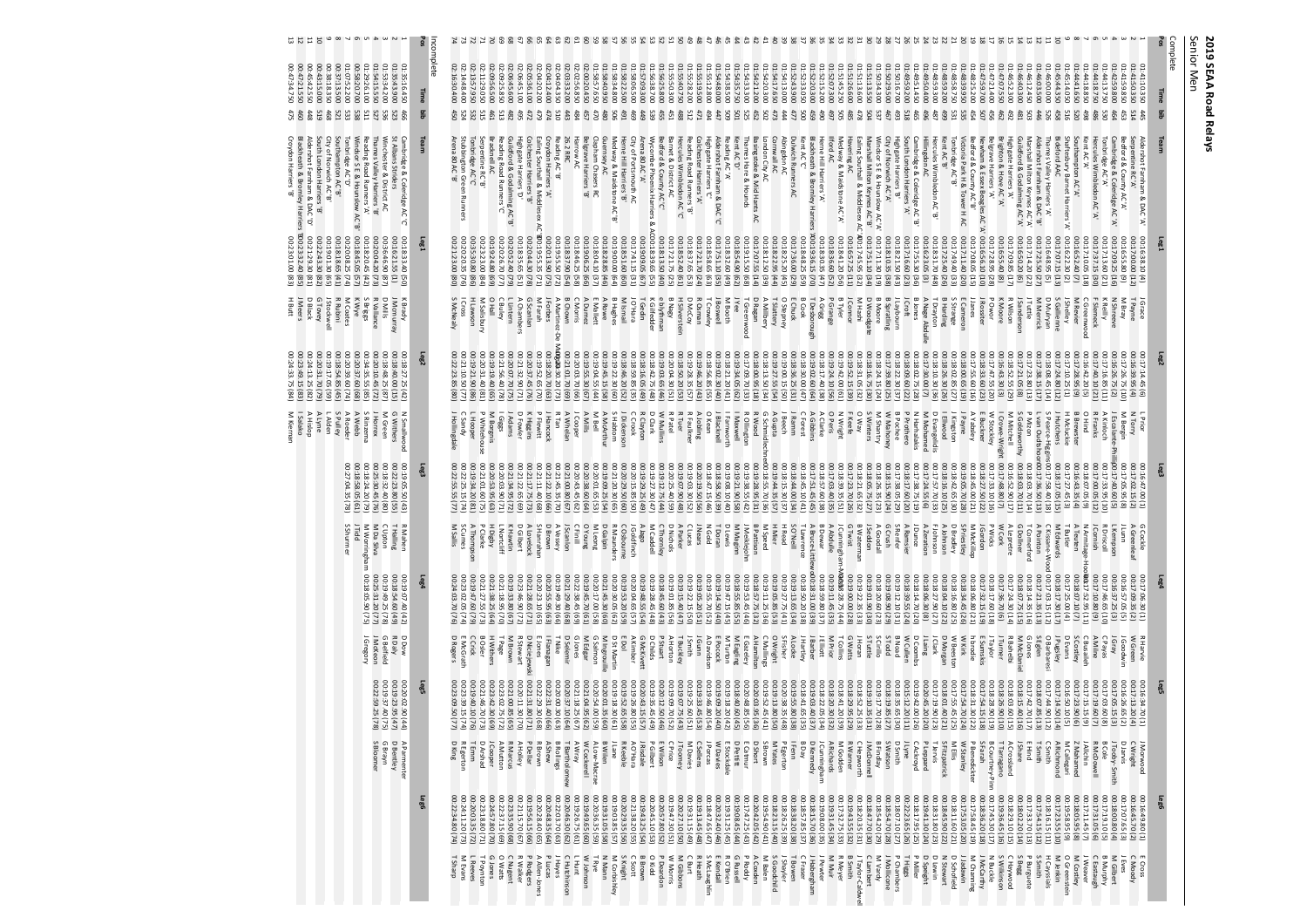# 2019 SEAA Road Relays

## Senior Men

### Complete

| Pos | Time | bib | Team | Leg1 | | Leg2 | | Leg3 | | Leg4 | | Leg5 | | Leg6 | |
|---|---|---|---|---|---|---|---|---|---|---|---|---|---|---|---|
| 1 | 01:41:10.350 | 445 | Aldershot Farnham & District AC 'A' | 00:16:38.10 (4) | J Grace | 00:17:14.45 (6) | L Prior | 00:16:47.00 (1) | G Cockle | 00:17:06.30 (1) | R Harvie | 00:16:34.70 (1) | J Norwood | 00:16:49.80 (1) | E Cross |
| 2 | 01:41:59.610 | 515 | Serpentine RC 'A' | 00:16:30.70 (2) | T Payne | 00:17:08.80 (2) | M Terry | 00:17:15.15 (2) | L Greenhead | 00:17:02.10 (2) | W Wallace | 00:17:14.10 (3) | C Wright | 00:16:51.90 (2) | C Woodley |
| 3 | 01:41:59.810 | 453 | Bedford & County AC 'A' | 00:16:55.80 (9) | B Payne | 00:17:26.75 (9) | M Berry | 00:17:05.95 (8) | G Cotter | 00:16:57.05 (5) | O Gilbert | 00:16:26.65 (2) | D Jarvis | 00:17:07.65 (3) | F Eccles |
| 4 | 01:42:59.890 | 464 | Cambridge & Coleridge AC 'A' | 00:17:09.25 (16) | N Shreeve | 00:18:26.75 (12) | E Escalante-Phillips | 00:17:40.60 (5) | L Kempson | 00:16:37.25 (3) | J Gray | 00:17:05.15 (3) | Torley-Smith | 00:18:00.80 (4) | M Gilbert |
| 5 | 01:44:13.770 | 530 | Tonbridge AC 'A' | 00:17:13.60 (21) | K Reilly | 00:17:35.75 (10) | A Kinloch | 00:17:33.95 (10) | R Driscoll | 00:17:46.65 (10) | C Pryce | 00:17:03.60 (8) | R Cole | 00:17:19.10 (5) | B Murphy |
| 6 | 01:44:18.750 | 486 | Hercules Wimbledon AC 'A' | 00:17:37.15 (30) | J Bennett | 00:17:40.10 (21) | R Franks | 00:17:00.05 (12) | J Cornish | 00:17:08.80 (9) | A Milne | 00:17:19.60 (7) | R McDowell | 00:17:31.05 (6) | C Ballough |
| 7 | 01:44:41.650 | 488 | Southampton AC 'A' | 00:16:52.40 (7) | M Rowe | 00:17:32.85 (7) | B Brewster | 00:16:43.35 (4) | A Toulson | 00:18:04.85 (6) | S Costley | 00:17:23.90 (6) | Z Mahamed | 00:18:04.30 (7) | J Kissane |
| 8 | 01:46:40.300 | 481 | Kent AC 'A' | 00:16:55.40 (8) | K Wilson | 00:18:03.25 (8) | J Miller | 00:17:40.55 (9) | D Hadley | 00:17:40.30 (6) | J Cottrell | 00:17:38.90 (8) | A Gilligan | 00:18:05.55 (8) | M Costley |
| 9 | 01:45:14.050 | 516 | Shaftesbury Barnet Harriers 'A' | 00:16:22.30 (2) | J Shelley | 00:17:10.25 (1) | H Mackie | 00:17:27.45 (3) | T Butler | 00:17:25.00 (4) | D Evans | 00:16:50.10 (5) | A Richmond | 00:19:05.95 (9) | O Greenston |
| 10 | 01:45:43.350 | 458 | Bideford AC | 00:17:07.15 (13) | S Gilbreme | 00:17:28.80 (12) | J Hutchens | 00:17:35.20 (7) | M Edwards | 00:17:30.30 (7) | P Biglley | 00:17:14.50 (14) | A Richmond | 00:17:23.55 (10) | M Jenkin |
| 11 | 01:46:00.000 | 526 | Thames Valley Harriers 'A' | 00:16:59.80 (14) | D Mulcahy | 00:17:38.15 (14) | S Pearce-Higgins | 00:18:04.95 (11) | C Rossington | 00:17:30.45 (11) | F Turner | 00:17:26.40 (11) | Cam Brown | 00:17:20.40 (11) | A Cooper |
| 12 | 01:46:12.450 | 446 | Aldershot Farnham & District AC 'B' | 00:17:22.50 (27) | M Warrick | 00:17:38.85 (18) | I van Oudtshoorn | 00:17:36.53 (13) | A Poynton | 00:17:22.35 (13) | S Griffiths | 00:17:15.95 (12) | J Smith | 00:17:54.15 (11) | H Corrigan |
| 13 | 01:46:12.450 | 501 | Marshall Milton Keynes AC 'A' | 00:17:14.20 (22) | J Tuttle | 00:17:23.80 (13) | S Goldsworthy | 00:18:02.70 (14) | T Comerford | 00:18:14.35 (16) | G Jones | 00:17:42.70 (17) | E Hird | 00:17:53.70 (13) | P Burgoyne |
| 14 | 01:46:40.300 | 481 | Guildford & Godalming AC 'A' | 00:16:50.20 (6) | J Sanderson | 00:17:21.05 (8) | C Gallagher | 00:18:31.05 (11) | G Dolliner | 00:18:07.75 (15) | M McDaniel | 00:18:15.40 (16) | J Shore | 00:18:02.20 (14) | S Begg |
| 15 | 01:48:59.200 | 493 | Hercules Wimbledon AC 'B' | 00:17:49.40 (33) | S Strange | 00:18:02.85 (27) | J Kingston | 00:18:42.65 (18) | D Bradley | 00:18:16.80 (23) | W Beeston | 00:17:55.45 (23) | M Ellis | 00:17:33.95 (15) | N Stewart |
| 16 | 01:48:59.200 | 497 | Kent AC 'B' | 00:17:25.40 (26) | R Harding | 00:18:26.30 (26) | L Cocklin | 00:18:10.20 (25) | A Johnson | 00:18:04.10 (22) | D Morgan | 00:18:01.40 (21) | Fitzpatrick | 00:18:45.90 (22) | N Buckle |
| 17 | 01:47:59.700 | 482 | Brighton & Hove AC 'A' | 00:18:31.70 (49) | T Drayton | 00:18:10.30 (36) | D Evangelidis | 00:17:57.70 (33) | F Johnson | 00:18:27.90 (27) | J Clark | 00:17:19.90 (23) | T Jervis | 00:18:31.80 (23) | D Lewin |
| 18 | 01:48:25.220 | 454 | Belgrave Harriers 'A' | 00:17:08.05 (15) | J Jones | 00:17:55.60 (16) | E Buckner | 00:18:45.00 (21) | M McKillop | 00:18:06.80 (21) | N Brodie | 00:18:31.30 (22) | P Benedetter | 00:17:58.45 (19) | M Channing |
| 19 | 01:48:35.220 | 504 | Newham & Essex Beagles AC 'A' | 00:16:56.10 (10) | J Rossiter | 00:17:33.60 (23) | W Stockley | 00:17:31.10 (16) | F Wicks | 00:17:30.15 (19) | E Samskis | 00:17:54.15 (18) | S Farrah | 00:18:26.20 (17) | J McCarthy |
| 20 | 01:48:20.500 | 487 | Highgate Harriers 'A' | 00:17:28.05 (28) | J Shelley | 00:17:47.55 (20) | H Mackie | 00:17:27.45 (3) | T Butler | 00:17:25.00 (4) | D Evans | 00:18:28.90 (19) | B Courtney-Pinn | 00:17:45.50 (17) | N Buckle |
| 21 | 01:48:40.700 | 496 | Ilford AC | 00:18:19.60 (40) | P Wood | 00:18:39.15 (39) | R Brewster | 00:16:58.10 (6) | I Stephen | 00:17:38.10 (6) | C Sagle | 00:17:45.15 (14) | J Taylor | 00:18:52.70 (18) | S Wilkinson |
| 22 | 01:48:40.700 | 447 | Basildon AC | 00:18:23.90 (30) | D Mills | 00:18:34.70 (13) | A Shirtcliffe | 00:18:00.15 (18) | S Mackinlay | 00:17:38.20 (20) | T Taylor | 00:18:21.40 (21) | R Green | 00:18:06.65 (20) | C Hayward |
| 23 | 01:48:59.200 | 493 | South London Harriers 'A' | 00:17:16.60 (23) | M Pizzey | 00:18:01.55 (23) | B Gallagher | 00:17:30.60 (22) | S Bookman | 00:18:29.20 (24) | P Moore | 00:18:14.45 (22) | D Jones | 00:17:39.70 (23) | M Tinsley |
| 24 | 01:49:33.150 | 465 | Cambridge & Coleridge AC 'B' | 00:17:53.10 (36) | B Pope-Abulse | 00:18:22.70 (34) | N Howarth | 00:17:40.85 (26) | A Sheehy | 00:18:14.30 (24) | R McDermott | 00:18:01.40 (23) | R Cole | 00:18:07.65 (24) | R Pearson |
| 25 | 01:49:59.200 | 518 | Southend on Sea AC | 00:17:46.60 (32) | J Croft | 00:18:09.60 (22) | N Hammaiakis | 00:17:32.60 (30) | J Dance | 00:18:14.30 (29) | W Cullen | 00:18:43.80 (25) | A Lange | 00:18:22.65 (25) | P Miller |
| 26 | 01:50:08.000 | 494 | Kent AC 'C' | 00:17:24.90 (25) | E Crook | 00:18:18.50 (28) | B Prothero | 00:17:51.45 (25) | A Gibbons | 00:18:00.00 (26) | D Coombs | 00:18:24.10 (26) | J Lynne | 00:18:16.80 (26) | J Triggs |
| 27 | 01:50:16.700 | 459 | Blackheath & Bromley Harriers AC 'A' | 00:18:30.60 (47) | T Desborough | 00:18:47.40 (52) | A Gregg | 00:17:40.10 (34) | B Dewar | 00:18:30.80 (32) | J Cunningham | 00:18:26.00 (28) | J Fowler | 00:18:30.45 (27) | J Hebenham |
| 28 | 01:50:39.500 | 467 | City of Norwich AC 'A' | 00:18:10.35 (38) | B Spratling | 00:17:39.80 (25) | W Mahoney | 00:18:10.90 (29) | G Clark | 00:18:29.90 (30) | T Salton | 00:17:34.70 (30) | E Lindbergh | 00:18:33.65 (28) | L Lambert |
| 29 | 01:50:39.500 | 452 | Bedford & County AC 'B' | 00:18:01.35 (37) | R Prosser | 00:18:32.10 (31) | B Poche | 00:17:38.60 (29) | S Fenton | 00:18:03.00 (31) | J Hartley | 00:18:51.10 (27) | D Smith | 00:18:07.10 (27) | P Chambers |
| 30 | 01:51:13.550 | 490 | Ealing Southall & Middlesex AC 'A' | 00:18:12.15 (38) | J Leyburn | 00:18:22.30 (37) | A Horn | 00:18:41.80 (44) | G Clark | 00:18:27.90 (21) | A Eckersley | 00:18:35.65 (30) | D Smith | 00:18:54.90 (30) | J Taylor-Caldwell |
| 31 | 01:51:26.600 | 485 | Havering AC | 00:17:18.00 (24) | C Noble | 00:18:36.25 (31) | R Fletcher | 00:18:41.60 (38) | C Lawrence | 00:18:27.60 (37) | M Lacheny | 00:18:36.65 (34) | E Atkinson | 00:18:43.50 (31) | C Lambert |
| 32 | 01:51:33.550 | 474 | Cornwall AC | 00:18:40.50 (47) | A Pepper | 00:18:36.30 (32) | P Finn | 00:18:11.10 (34) | J Barnes | 00:18:30.20 (34) | A Peake | 00:18:21.10 (32) | J Aspinall | 00:18:57.00 (34) | J Pearson |
| 33 | 01:52:07.000 | 469 | Brighton & Hove AC 'B' | 00:17:36.40 (29) | P Cowan | 00:18:40.15 (29) | P Chapman | 00:18:32.00 (37) | S Wilson | 00:18:31.20 (34) | C Merritt | 00:19:01.70 (33) | P Ramscar | 00:18:28.15 (32) | J Mallicone |
| 34 | 01:52:15.200 | 499 | Herne Hill Harriers 'A' | 00:18:30.35 (47) | A Ward | 00:19:30.05 (42) | C Porter | 00:18:40.15 (41) | A Clarke | 00:18:45.25 (41) | J Ellery | 00:18:32.45 (37) | C Dobbin | 00:18:52.95 (33) | N Nuth |
| 35 | 01:52:20.300 | 490 | Ilford AC 'B' | 00:18:50.60 (45) | M Sharp | 00:19:24.10 (56) | O Pons | 00:18:40.20 (45) | A Abdulle | 00:18:31.10 (32) | E Lemons | 00:19:27.45 (34) | D Kennedy | 00:18:15.70 (36) | J Hebenham |
| 36 | 01:52:20.300 | 495 | Windsor Slough Eton & Hounslow AC 'A' | 00:17:03.90 (11) | R Grant | 00:18:11.25 (27) | S Sewell | 00:18:24.75 (31) | D Lachele | 00:18:38.30 (36) | M Price | 00:19:11.40 (35) | A Grant | 00:18:45.05 (35) | J Fowler |
| 37 | 01:52:43.900 | 524 | Thames Hare & Hounds | 00:19:15.30 (58) | J Pearce | 00:19:01.00 (54) | J Beech | 00:18:33.45 (45) | A Laver | 00:18:47.15 (40) | J Elliott | 00:19:18.45 (39) | A Bagwell | 00:19:03.55 (37) | F Fraser |
| 38 | 01:52:43.900 | 478 | Ealing Southall & Middlesex AC 'B' | 00:18:19.35 (41) | B Roberts | 00:19:12.05 (48) | P Forrest | 00:18:44.40 (42) | R Harding | 00:18:38.05 (38) | D Harding | 00:19:15.95 (38) | S Fisher | 00:18:33.30 (38) | J Snyder |
| 39 | 01:52:53.000 | 449 | Abingdon AC | 00:17:55.20 (34) | D Holmes | 00:19:02.00 (37) | J Gowing | 00:18:31.35 (38) | D Lawrence | 00:19:27.65 (41) | E Duffy | 00:18:26.70 (40) | S Wileman | 00:18:31.15 (39) | S Goodchild |
| 40 | 01:54:17.650 | 479 | Cornwall AC | 00:18:22.95 (46) | I Slattery | 00:19:27.55 (54) | A Gupta | 00:19:44.35 (57) | H Hier | 00:19:05.85 (53) | O Wright | 00:18:13.80 (50) | M Yates | 00:19:02.00 (40) | S Goodchild |
| 41 | 01:54:20.300 | 471 | London City AC | 00:18:12.50 (39) | A Millsbury | 00:18:18.50 (34) | G Schmidlechner | 00:18:55.70 (36) | M Speed | 00:19:11.25 (36) | C Mullings | 00:19:52.45 (41) | S Brown | 00:19:43.20 (41) | M Balen |
| 42 | 01:54:24.550 | 462 | Birchfield & Midland Harriers AC | 00:18:03.55 (40) | K Moore | 00:19:27.55 (54) | J Gupta | 00:18:53.00 (43) | T Scott | 00:19:23.80 (43) | G Ellison | 00:19:08.80 (44) | J Kingdon | 00:18:58.50 (42) | R Gordon |
| 43 | 01:54:33.300 | 525 | Thames Hare & Hounds | 00:19:15.50 (58) | T Greenwood | 00:17:00.70 (33) | R Ollington | 00:18:23.90 (38) | J McLaughlin | 00:19:53.45 (44) | E Gatesby | 00:19:35.35 (44) | J Oxtoby | 00:18:27.25 (43) | A Tickner |
| 44 | 01:54:35.750 | 501 | Kent AC 'A' | 00:19:34.00 (62) | J Yee | 00:19:34.05 (62) | J Maxwell | 00:19:21.90 (58) | M Maugham | 00:19:53.85 (45) | M Bagley | 00:19:08.40 (45) | D Pettitt | 00:19:08.45 (44) | G Russell |
| 45 | 01:54:38.500 | 509 | Reading AC 'A' | 00:18:21.60 (49) | M Booth | 00:18:21.20 (41) | J Farnworth | 00:19:08.10 (40) | O Lewis | 00:19:47.15 (45) | M Turton | 00:19:18.20 (42) | E Stockdale | 00:19:31.25 (45) | R O'Brien |
| 46 | 01:55:02.250 | 470 | Tonbridge AC 'B' | 00:18:02.65 (30) | T Crowley | 00:19:49.75 (38) | E Dembhuyt | 00:18:42.75 (32) | G Mwanje | 00:19:48.30 (39) | S Pouspe? | 00:19:31.15 (41) | K Carter | 00:19:14.95 (46) | F Tiftele |
| 47 | 01:55:12.800 | 464 | Highgate Harriers 'B' | 00:18:56.65 (53) | A Wood | 00:18:56.85 (51) | S Pearce | 00:18:27.15 (46) | N Gold | 00:19:15.70 (52) | W Kirk | 00:18:10.50 (45) | M Bird | 00:19:12.90 (47) | M Rolfe |
| 48 | 01:55:19.500 | 473 | Colchester Harriers 'A' | 00:17:21.70 (24) | R Ozman | 00:19:46.20 (43) | A Jobling | 00:18:27.15 (46) | J Nears | 00:19:05.20 (51) | J Gamm | 00:18:33.45 (53) | C Sellens | 00:19:13.45 (48) | R Heath |
| 49 | 01:55:28.200 | 508 | Reading Road Runners 'A' | 00:18:50.65 (53) | D McCoy | 00:19:28.35 (57) | R Faulkner | 00:19:03.30 (52) | C Lucas | 00:19:22.15 (50) | J Smith | 00:19:25.60 (51) | M Davies | 00:19:31.15 (49) | J Cutts |
| 50 | 01:55:40.750 | 488 | Hercules Wimbledon AC 'C' | 00:18:50.40 (81) | H Silverstein | 00:18:50.20 (53) | R Tyer | 00:19:07.90 (48) | A Parker | 00:19:35.40 (47) | T Buckley | 00:19:07.75 (43) | J Toomey | 00:20:27.10 (50) | M Gibbons |
| 51 | 01:55:49.600 | 451 | Bedford & County AC 'C' | 00:18:13.50 (44) | J Bagnall | 00:19:48.20 (60) | J Holt | 00:19:12.90 (44) | D Hudson | 00:19:12.15 (46) | T Clark | 00:19:20.30 (46) | J Price | 00:20:13.60 (51) | A Raisin |
| 52 | 01:56:38.700 | 448 | Wycombe Phoenix Harriers & AC | 00:18:09.65 (55) | K Gilfedder | 00:18:42.75 (48) | D Clark | 00:19:27.30 (47) | M Caddell | 00:19:28.45 (48) | D Childs | 00:19:35.45 (49) | P Gilbert | 00:20:45.10 (53) | O Kidd |
| 53 | 01:57:09.300 | 489 | Arena 80 AC 'A' | 00:18:16.05 (49) | T Girdler | 00:18:16.05 (49) | R Clayton | 00:19:29.25 (49) | A Jago | 00:19:48.55 (54) | G McKerrell | 00:20:43.15 (57) | J Ridale | 00:19:43.25 (54) | B Brown |
| 54 | 01:57:09.300 | 505 | Orion Harriers AC 'A' | 00:19:30.80 (61) | C Faragher | 00:19:37.80 (63) | J Crook | 00:19:21.65 (51) | G Woodfine | 00:19:40.50 (55) | E Ellis | 00:20:52.60 (56) | K Austin | 00:19:47.65 (55) | J Mclaughlin |
| 55 | 01:58:25.200 | 512 | Herne Hill Harriers 'B' | 00:19:18.60 (60) | M Ismail | 00:19:46.20 (43) | J Dickenson | 00:20:28.50 (58) | C Osbourne | 00:19:53.20 (59) | E Owen | 00:19:52.65 (58) | R Keeble | 00:20:29.35 (56) | S Knight |
| 56 | 01:58:34.800 | 506 | Medway & Maidstone AC 'B' | 00:19:00.00 (64) | B Hughes | 00:19:32.30 (60) | S Hatton | 00:20:30.50 (65) | R Muenders | 00:20:30.05 (62) | D S Martin | 00:19:03.80 (61) | J Lane | 00:19:03.85 (57) | M Cordochley |
| 57 | 01:58:40.950 | 480 | Guernsey AC | 00:18:28.85 (46) | A Rowe | 00:19:45.15 (58) | A McArthur | 00:19:09.25 (54) | D Galjan | 00:20:01.40 (60) | M Magoulile | 00:20:01.35 (60) | B Wilson | 00:19:31.05 (58) | M Mann |
| 58 | 01:59:11.150 | 470 | Clapham Chasers RC | 00:18:06.20 (60) | J Mallett | 00:19:55.30 (57) | R Harvey | 00:19:38.00 (57) | M Leong | 00:20:16.70 (61) | G Salmon | 00:20:54.00 (59) | A Low-Macrae | 00:20:40.80 (59) | S Fadi |
| 59 | 02:00:40.450 | 500 | Highgate Harriers 'B' | 00:19:23.35 (56) | S Dunnett | 00:19:36.00 (63) | S Stone | 00:19:38.60 (64) | D Young | 00:20:20.25 (62) | M Edgar | 00:21:04.95 (60) | W Cockerill | 00:19:26.70 (60) | W Johnson |
| 60 | 02:02:56.850 | 484 | Harrow AC | 00:18:46.25 (58) | C Morris | 00:20:03.70 (66) | J Cooper | 00:20:45.45 (62) | C Finnil | 00:22:38.45 (69) | G Jones | 00:21:18.25 (67) | A Wray | 00:19:26.75 (61) | L Hunt |
| 61 | 02:03:33.200 | 443 | 26.2 RRC | 00:18:37.90 (54) | B Chown | 00:21:01.70 (69) | A Whelan | 00:21:00.80 (67) | J Scanlon | 00:21:29.40 (68) | D Salmar | 00:20:46.30 (62) | T Barthelomew | 00:20:46.30 (62) | C Hutchinson |
| 62 | 02:04:04.350 | 510 | Reading AC 'B' | 00:19:55.50 (72) | A Martinez-De Magaga | 00:20:30.20 (73) | R Tar | 00:20:48.30 (66) | J Vessey | 00:20:11.40 (57) | T Mike | 00:20:00.30 (63) | B Rollings | 00:22:03.70 (63) | J Hayes |
| 63 | 02:04:12.400 | 477 | Croydon Harriers 'A' | 00:20:26.70 (77) | C Bailey | 00:22:43.40 (73) | P Adams | 00:21:45.35 (70) | A Lawman | 00:21:34.65 (70) | J Farrugia | 00:21:15.65 (64) | A Shaw | 00:20:45.85 (64) | P Lucas |
| 64 | 02:04:12.400 | 475 | Ealing Southall & Middlesex AC 'C' | 00:19:52.65 (70) | M Farish | 00:20:01.70 (70) | J Flewitt | 00:19:57.95 (63) | C Hancock | 00:21:33.40 (62) | E Lines | 00:21:55.15 (65) | R Brown | 00:22:33.15 (65) | C Hatch |
| 65 | 02:05:36.100 | 472 | Colchester Harriers 'B' | 00:20:04.30 (78) | G Scanlan | 00:20:37.45 (76) | K Higgins | 00:21:17.75 (73) | A Lovelock | 00:21:28.65 (71) | M Szczepanski | 00:21:31.80 (71) | P Dellar | 00:19:56.15 (66) | P Rodgers |
| 66 | 02:06:45.100 | 495 | Highgate Harriers 'C' | 00:19:35.65 (71) | A Chambers | 00:21:32.90 (71) | D Fowler | 00:21:22.65 (69) | D Gilbert | 00:22:46.90 (74) | R Stewart | 00:21:11.30 (70) | A Holley | 00:21:15.70 (67) | R Walker |
| 67 | 02:08:06.550 | 482 | Guildford & Godalming AC 'B' | 00:18:55.45 (59) | I Lambert | 00:20:15.00 (67) | C Brook | 00:20:22.15 (68) | K Newlands | 00:21:30.70 (67) | S McGrath | 00:21:30.70 (69) | N Morris | 00:23:50.30 (68) | M Hughes |
| 68 | 02:09:10.550 | 456 | Bracknell AC | 00:19:24.80 (69) | O Hall | 00:19:45.15 (55) | O Pearce | 00:21:18.80 (72) | H Digby | 00:21:38.25 (64) | H Whites | 00:22:32.60 (69) | J Cooper | 00:24:57.80 (70) | G Jones |
| 69 | 02:09:56.350 | 461 | Bracknell AC | 00:19:24.80 (69) | O Hall | 00:19:40.45 (63) | M Burgess | 00:20:58.95 (63) | P Hodge | 00:22:30.45 (71) | H Whites | 00:23:29.30 (68) | R Brown | 00:22:30.00 (69) | N Watts |
| 70 | 02:11:29.50 | 515 | Serpentine RC 'B' | 00:23:33.00 (84) | M Salisbury | 00:21:31.40 (81) | P Whitehouse | 00:21:01.60 (75) | P Clarke | 00:21:27.55 (73) | B Osler | 00:21:46.70 (73) | D Archard | 00:23:18.80 (71) | T Poynton |
| 71 | 02:13:57.950 | 532 | Tonbridge AC 'C' | 00:35:30.80 (86) | H Lawson | 00:21:31.90 (86) | L Hooper | 00:19:34.20 (81) | A Thompson | 00:19:47.60 (78) | C Brown | 00:19:40.40 (75) | T Emm | 00:20:03.35 (72) | L Reeves |
| 72 | 02:14:49.250 | 511 | Reading Road Runners 'C' | 00:21:13.00 (80) | G Samuels | 00:22:21.85 (82) | E Ogunjobi | 00:22:35.35 (77) | M Sullis | 00:22:45.15 (74) | E McGrath | 00:22:55.40 (74) | R Egerton | 00:24:11.30 (73) | M Brown |
| 73 | 02:16:30.400 | 450 | Arena 80 AC 'B' | 00:21:13.00 (80) | S McNealy | 00:22:23.85 (80) | J Hollingdale | 00:22:55.55 (77) | M Sullis | 00:24:03.70 (76) | D Rogers | 00:23:03.50 (77) | D King | 00:22:34.80 (74) | T Sharp |

### Incomplete

| Pos | Time | bib | Team | Leg1 | | Leg2 | | Leg3 | | Leg4 | | Leg5 | | Leg6 | |
|---|---|---|---|---|---|---|---|---|---|---|---|---|---|---|---|
| 1 | 01:35:16.450 | 466 | Cambridge & Coleridge AC 'C' | 00:18:33.40 (50) | K Brady | 00:19:05.25 (42) | N Smallwood | 00:19:05.50 (43) | R Mahen | 00:19:07.40 (42) | D Dow | 00:20:02.90 (44) | A Parmenter | | |
| 2 | 01:35:43.900 | 523 | St Albans Striders | 00:16:21.55 (1) | J Mcmurray | 00:18:40.00 (35) | G Withers | 00:22:23.80 (55) | T Hellings | 00:18:15.60 (49) | R Daly | 00:19:23.95 (47) | D Bentley | | |
| 3 | 01:53:34.200 | 506 | Worcester & District AC | 00:36:46.90 (87) | D Mills | 00:18:48.25 (87) | M Green | 00:18:32.40 (80) | C Upton | 00:19:49.25 (78) | G Belfield | 00:19:37.40 (75) | G Bryan | | |
| 4 | 01:54:15.550 | 527 | Thames Valley Harriers 'B' | 00:20:04.20 (73) | R Vallance | 00:20:10.45 (72) | J Hetrow | 00:21:30.45 (76) | M Da Silva | 00:25:31.20 (77) | J McKeon | 00:22:59.25 (78) | S Bloomer | | |
| 5 | 01:29:24.100 | 511 | Thames Valley Harriers 'C' | 00:20:04.20 (73) | S Riggs | 00:21:35.55 (81) | D Bell | 00:18:26.10 (79) | M Warmingham | 00:18:59.30 (73) | J Gregory | | | | |
| 6 | 01:58:20.700 | 538 | Windsor Slough Eton & Hounslow AC 'B' | 00:18:45.05 (57) | S Riggs | 00:20:37.60 (68) | A Webb | 00:18:58.05 (61) | J Tidd | | | | | | |
| 7 | 01:07:52.200 | 533 | Tonbridge AC 'D' | 00:20:08.25 (74) | K Wye | 00:20:39.60 (74) | A Roeder | 00:27:04.35 (78) | S Shurmer | | | | | | |
| 8 | 00:37:13.550 | 521 | Southampton AC 'B' | 00:18:18.65 (41) | M Coates | 00:18:54.85 (45) | S Pulley | | | | | | | | |
| 9 | 00:38:18.350 | 468 | City of Norwich AC 'B' | 00:19:01.30 (66) | J Rubini | 00:19:17.05 (59) | L Aldren | | | | | | | | |
| 10 | 00:43:15.000 | 519 | South London Harriers 'B' | 00:22:43.30 (82) | J Stockwell | 00:20:31.70 (79) | G Towns | | | | | | | | |
| 11 | 00:45:42.550 | 448 | Aldershot Farnham & District AC 'C' | 00:21:29.30 (81) | D Black | 00:24:13.25 (82) | A Hislop | | | | | | | | |
| 12 | 00:47:24.750 | 460 | Blackheath & Bromley Harriers AC 'B' | 00:23:52.40 (85) | J Meers | 00:23:49.15 (83) | I Salako | | | | | | | | |
| 13 | 00:47:34.750 | 475 | Croydon Harriers 'B' | 00:23:01.00 (83) | H Butt | 00:24:33.75 (84) | M Kernan | | | | | | | | |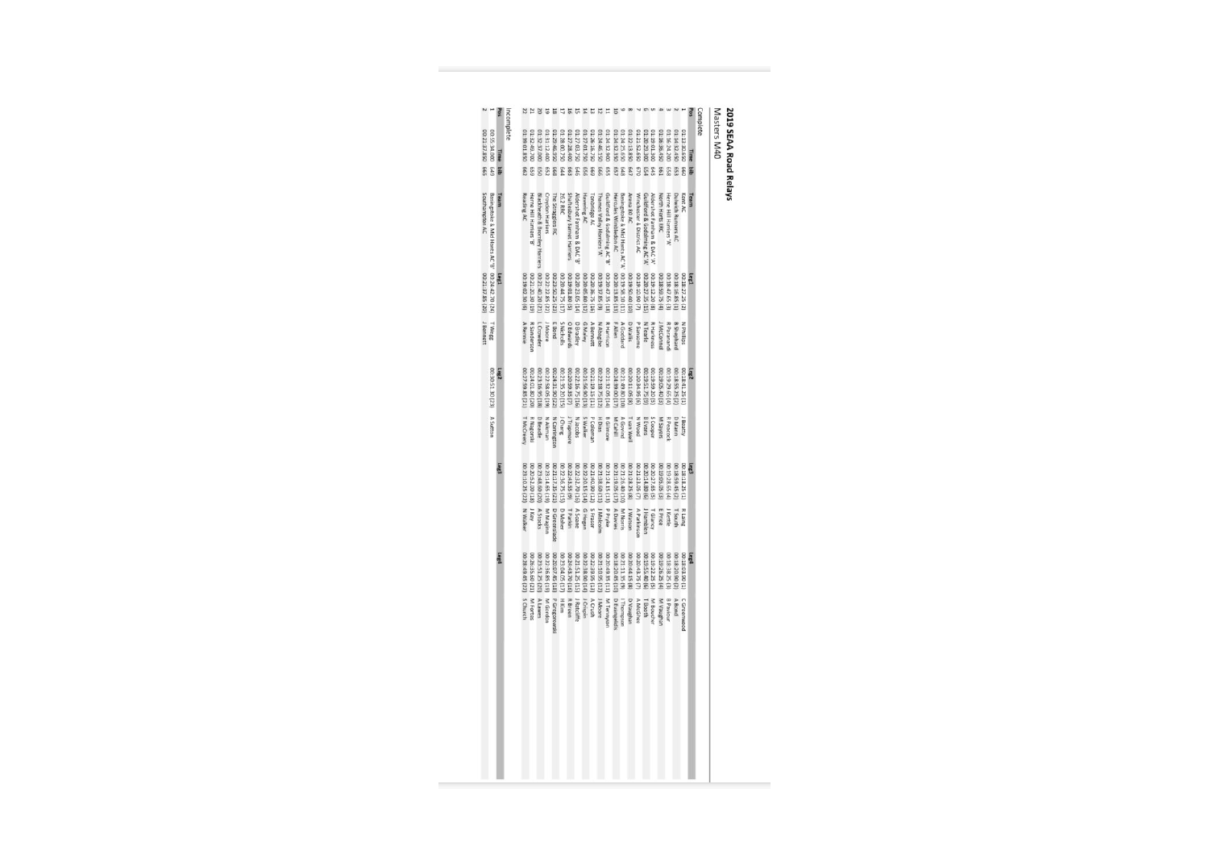# 2019 SEAA Road Relays

## Masters M40

### Complete

| Pos | Time | bib | Team | Leg1 | | Leg2 | | Leg3 | | Leg4 | |
|---|---|---|---|---|---|---|---|---|---|---|---|
| 1 | 01:13:30.650 | 660 | Kent AC | 00:18:27.25 (2) | N Phillips | 00:18:41.25 (1) | J Beatty | 00:18:18.25 (1) | R Lang | 00:18:03.90 (1) | C Greenwood |
| 2 | 01:14:52.950 | 653 | Dulwich Runners AC | 00:18:26.85 (1) | B Siegfried | 00:18:55.35 (2) | D Mann | 00:18:59.45 (2) | T Smith | 00:18:31.30 (2) | A Bond |
| 3 | 01:16:34.100 | 658 | Herne Hill Harriers 'A' | 00:18:42.65 (3) | R Pomeroy | 00:19:29.65 (4) | R Peacock | 00:19:28.65 (4) | J Kettle | 00:18:38.25 (3) | B Pavlov |
| 4 | 01:16:36.450 | 661 | North Herts RRC | 00:18:50.75 (4) | J McConnell | 00:19:05.40 (3) | M Sayers | 00:19:05.05 (3) | E Price | 00:18:26.25 (4) | M Vaughan |
| 5 | 01:19:04.000 | 645 | Aldershot Farnham & DAC 'A' | 00:19:14.30 (5) | R Shanney | 00:20:16.20 (5) | S Cooper | 00:20:27.15 (5) | T Garry | 00:18:49.20 (5) | N Beattie |
| 6 | 01:20:23.300 | 654 | Guildford & Godalming AC 'A' | 00:20:27.35 (15) | N Tearle | 00:19:51.75 (6) | B Evans | 00:20:14.80 (6) | J Hambin | 00:19:55.40 (6) | T Booth |
| 7 | 01:21:52.650 | 670 | Winchester & District AC | 00:19:12.90 (7) | P Samoma | 00:20:34.95 (6) | N Wood | 00:21:13.05 (7) | A Parkinson | 00:20:43.75 (7) | A McGhee |
| 8 | 01:21:53.900 | 647 | Arena 80 AC | 00:19:30.40 (10) | D Walke | 00:20:12.05 (8) | T van Well | 00:21:28.20 (8) | J Watson | 00:20:44.15 (8) | D Vaughan |
| 9 | 01:24:25.650 | 648 | Basingstoke & Mid Hants AC 'A' | 00:19:58.10 (11) | A Goddard | 00:21:49.90 (10) | A Govind | 00:21:26.40 (10) | M Norris | 00:21:11.35 (9) | J Thompson |
| 10 | 01:24:32.950 | 657 | Hercules Wimbledon AC | 00:20:13.85 (13) | F Allen | 00:24:09.00 (17) | M Cahill | 00:21:19.05 (17) | A Davies | 00:18:20.65 (10) | D Evangelidis |
| 11 | 01:26:12.200 | 655 | Guildford & Godalming AC 'B' | 00:20:02.25 (12) | R Holdsworth | 00:21:12.25 (14) | B Gimiw | 00:21:24.15 (13) | P Pryke | 00:20:49.35 (11) | M Taylor |
| 12 | 01:24:46.150 | 666 | Thames Valley Harriers 'A' | 00:19:37.85 (9) | N Abigdar | 00:22:38.75 (12) | H Dias | 00:23:38.60 (11) | J Malcolm | 00:21:55.95 (12) | I Moore |
| 13 | 01:26:36.150 | 669 | Tonbridge AC | 00:20:36.75 (16) | J Bonnett | 00:21:19.15 (11) | P Coleman | 00:21:40.90 (12) | S Fraser | 00:22:59.35 (13) | A Crush |
| 14 | 01:27:01.250 | 656 | Havering AC | 00:20:00.80 (12) | G Neary | 00:21:56.80 (13) | S Walker | 00:22:29.20 (14) | J Gregan | 00:22:38.30 (14) | J Chapin |
| 15 | 01:27:01.350 | 646 | Aldershot Farnham & DAC 'B' | 00:20:23.05 (14) | D Bradley | 00:22:16.75 (16) | N Jacobs | 00:22:32.70 (16) | A Scater | 00:21:51.25 (15) | J Ratcliffe |
| 16 | 01:27:28.600 | 663 | Shaftesbury Barnet Harriers | 00:19:01.80 (5) | C Edwards | 00:20:59.35 (7) | J Tigwmore | 00:24:55.55 (9) | T Parkin | 00:24:43.70 (16) | R Breen |
| 17 | 01:28:00.750 | 644 | 3:2:1 RRC | 00:26:44.75 (17) | S Nicholls | 00:21:55.20 (15) | J Ching | 00:22:56.75 (15) | D Maher | 00:25:04.05 (17) | H Kim |
| 18 | 01:29:46.950 | 668 | The Stragglers RC | 00:23:50.25 (22) | E Bond | 00:24:31.90 (22) | N Carrington | 00:23:17.35 (21) | D Gatenstable | 00:20:07.85 (18) | P Grzybowski |
| 19 | 01:31:12.600 | 652 | Croydon Harriers | 00:22:23.85 (21) | J Moore | 00:22:58.00 (19) | N Asman | 00:23:14.65 (19) | M Maglion | 00:22:36.85 (19) | M Gordon |
| 20 | 01:32:37.000 | 650 | Blackheath & Bromley Harriers | 00:21:40.20 (21) | L Crowder | 00:23:16.70 (18) | D Beadle | 00:22:48.60 (20) | A Stocks | 00:25:55.25 (20) | A Lewis |
| 21 | 01:32:49.700 | 659 | Herne Hill Harriers 'B' | 00:21:20.30 (19) | R Sanderson | 00:24:02.80 (20) | R Rigganti | 00:25:12.00 (18) | J Kay | 00:23:55.60 (21) | M Portas |
| 22 | 01:39:01.850 | 662 | Reading AC | 00:19:02.30 (6) | A Rennie | 00:27:59.85 (21) | T McCreary | 00:25:10.25 (22) | N Walker | 00:26:49.45 (22) | S Church |

### Incomplete

| Pos | Time | bib | Team | Leg1 | | Leg2 | | Leg3 | | Leg4 | |
|---|---|---|---|---|---|---|---|---|---|---|---|
| 1 | 00:55:34.000 | 649 | Basingstoke & Mid Hants AC 'B' | 00:24:42.70 (24) | T Wegg | 00:30:51.30 (23) | A Sutton | | | | |
| 2 | 00:21:37.850 | 665 | Southampton AC | 00:21:37.85 (20) | J Barnett | | | | | | |